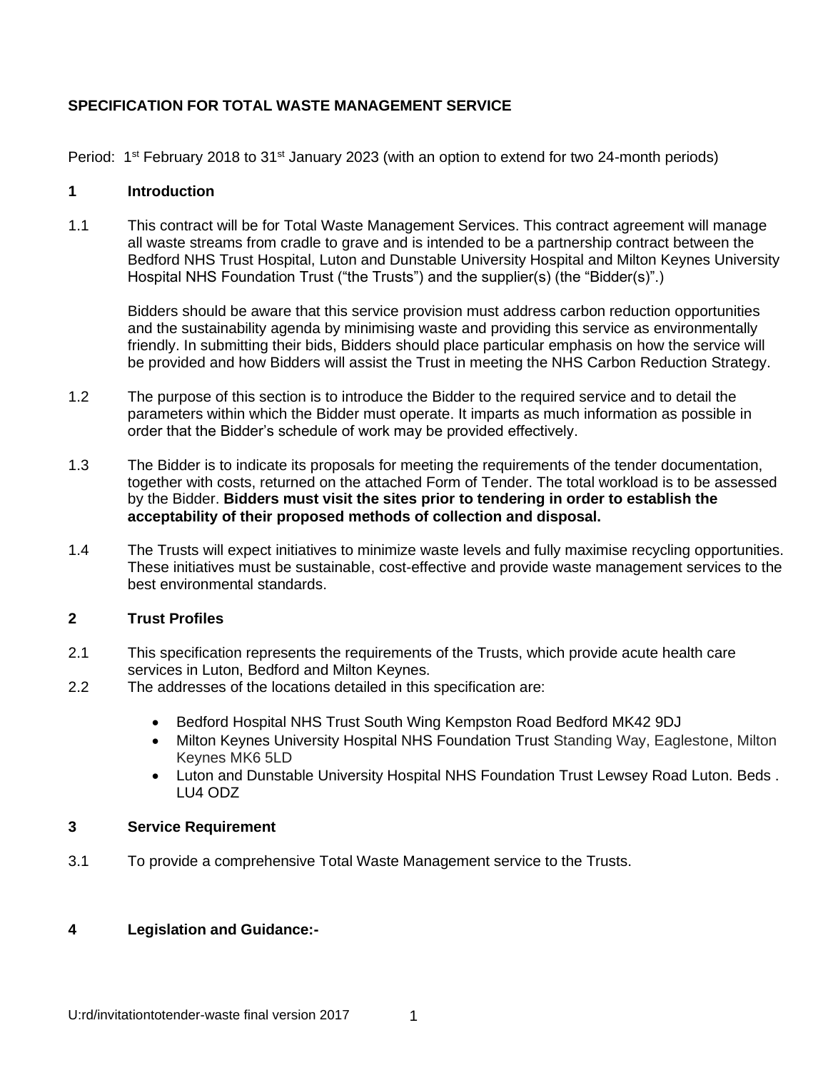# SPECIFICATION FOR TOTAL WASTE MANAGEMENT SERVICE

Period: 1st February 2018 to 31st January 2023 (with an option to extend for two 24-month periods)

## 1 Introduction

1.1 This contract will be for Total Waste Management Services. This contract agreement will manage all waste streams from cradle to grave and is intended to be a partnership contract between the Bedford NHS Trust Hospital, Luton and Dunstable University Hospital and Milton Keynes University Hospital NHS Foundation Trust ("the Trusts") and the supplier(s) (the "Bidder(s)".)

Bidders should be aware that this service provision must address carbon reduction opportunities and the sustainability agenda by minimising waste and providing this service as environmentally friendly. In submitting their bids, Bidders should place particular emphasis on how the service will be provided and how Bidders will assist the Trust in meeting the NHS Carbon Reduction Strategy.

1.2 The purpose of this section is to introduce the Bidder to the required service and to detail the parameters within which the Bidder must operate. It imparts as much information as possible in order that the Bidder's schedule of work may be provided effectively.

1.3 The Bidder is to indicate its proposals for meeting the requirements of the tender documentation, together with costs, returned on the attached Form of Tender. The total workload is to be assessed by the Bidder. **Bidders must visit the sites prior to tendering in order to establish the acceptability of their proposed methods of collection and disposal.**

1.4 The Trusts will expect initiatives to minimize waste levels and fully maximise recycling opportunities. These initiatives must be sustainable, cost-effective and provide waste management services to the best environmental standards.

## 2 Trust Profiles

2.1 This specification represents the requirements of the Trusts, which provide acute health care services in Luton, Bedford and Milton Keynes.

2.2 The addresses of the locations detailed in this specification are:

- Bedford Hospital NHS Trust South Wing Kempston Road Bedford MK42 9DJ
- Milton Keynes University Hospital NHS Foundation Trust Standing Way, Eaglestone, Milton Keynes MK6 5LD
- Luton and Dunstable University Hospital NHS Foundation Trust Lewsey Road Luton. Beds . LU4 ODZ

## 3 Service Requirement

3.1 To provide a comprehensive Total Waste Management service to the Trusts.

## 4 Legislation and Guidance:-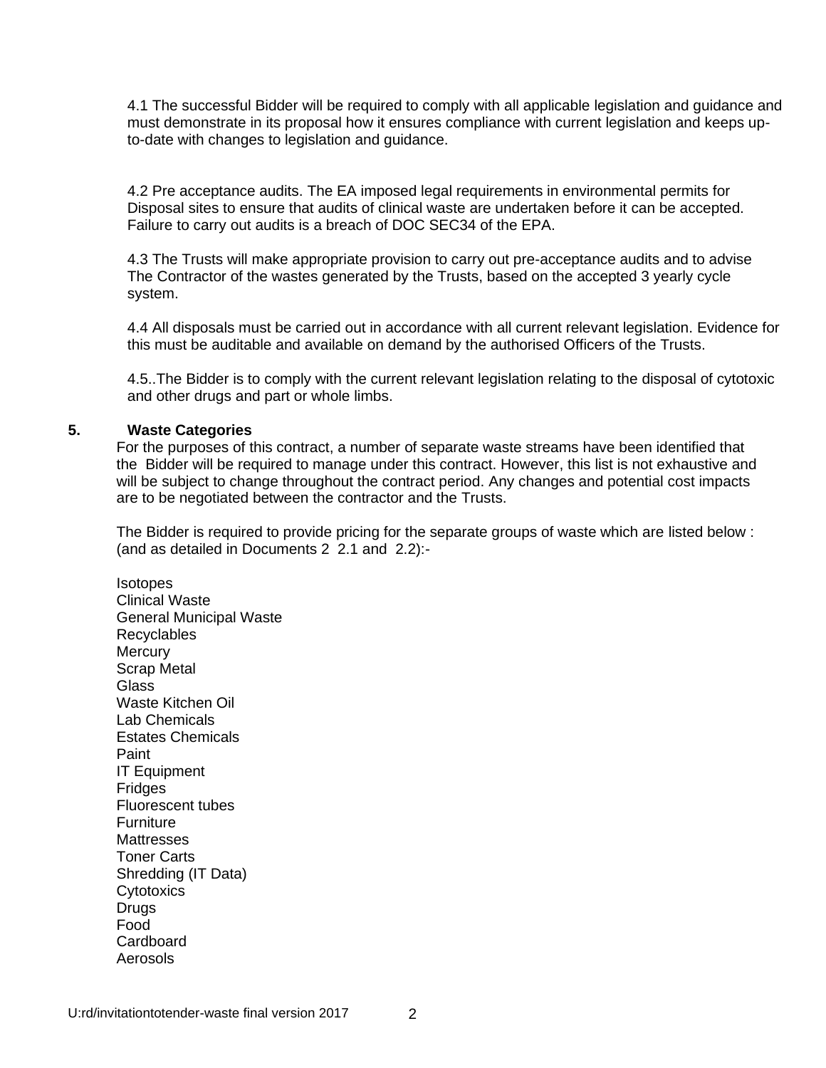4.1 The successful Bidder will be required to comply with all applicable legislation and guidance and must demonstrate in its proposal how it ensures compliance with current legislation and keeps up-to-date with changes to legislation and guidance.

4.2 Pre acceptance audits. The EA imposed legal requirements in environmental permits for Disposal sites to ensure that audits of clinical waste are undertaken before it can be accepted. Failure to carry out audits is a breach of DOC SEC34 of the EPA.

4.3 The Trusts will make appropriate provision to carry out pre-acceptance audits and to advise The Contractor of the wastes generated by the Trusts, based on the accepted 3 yearly cycle system.

4.4 All disposals must be carried out in accordance with all current relevant legislation. Evidence for this must be auditable and available on demand by the authorised Officers of the Trusts.

4.5..The Bidder is to comply with the current relevant legislation relating to the disposal of cytotoxic and other drugs and part or whole limbs.

## 5. Waste Categories

For the purposes of this contract, a number of separate waste streams have been identified that the Bidder will be required to manage under this contract. However, this list is not exhaustive and will be subject to change throughout the contract period. Any changes and potential cost impacts are to be negotiated between the contractor and the Trusts.

The Bidder is required to provide pricing for the separate groups of waste which are listed below : (and as detailed in Documents 2 2.1 and 2.2):-

Isotopes
Clinical Waste
General Municipal Waste
Recyclables
Mercury
Scrap Metal
Glass
Waste Kitchen Oil
Lab Chemicals
Estates Chemicals
Paint
IT Equipment
Fridges
Fluorescent tubes
Furniture
Mattresses
Toner Carts
Shredding (IT Data)
Cytotoxics
Drugs
Food
Cardboard
Aerosols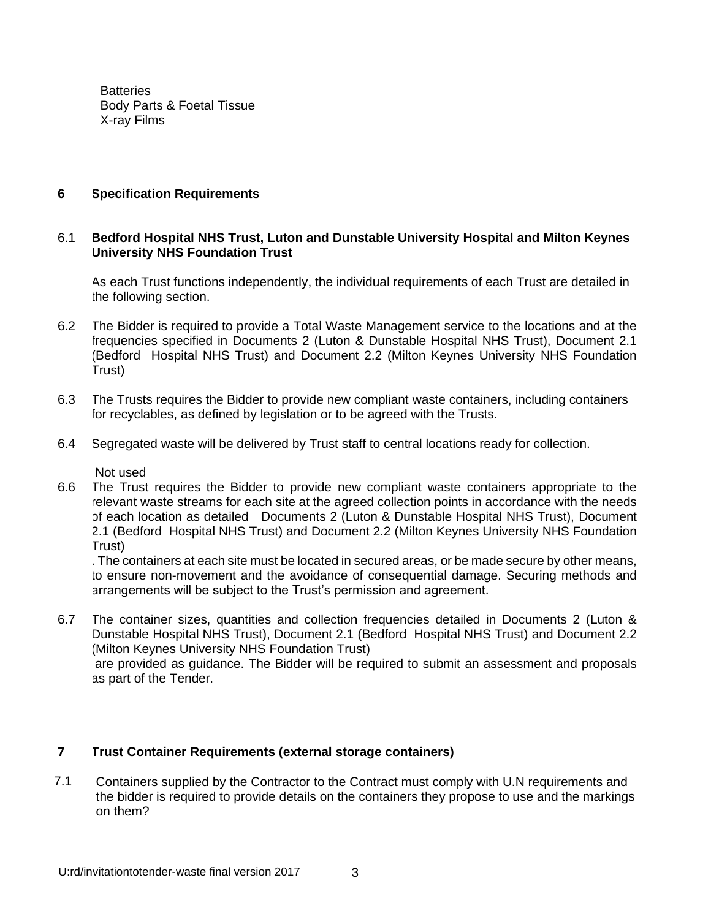Batteries
Body Parts & Foetal Tissue
X-ray Films

## 6 Specification Requirements

### 6.1 Bedford Hospital NHS Trust, Luton and Dunstable University Hospital and Milton Keynes University NHS Foundation Trust

As each Trust functions independently, the individual requirements of each Trust are detailed in the following section.

6.2 The Bidder is required to provide a Total Waste Management service to the locations and at the frequencies specified in Documents 2 (Luton & Dunstable Hospital NHS Trust), Document 2.1 (Bedford Hospital NHS Trust) and Document 2.2 (Milton Keynes University NHS Foundation Trust)

6.3 The Trusts requires the Bidder to provide new compliant waste containers, including containers for recyclables, as defined by legislation or to be agreed with the Trusts.

6.4 Segregated waste will be delivered by Trust staff to central locations ready for collection.

Not used

6.6 The Trust requires the Bidder to provide new compliant waste containers appropriate to the relevant waste streams for each site at the agreed collection points in accordance with the needs of each location as detailed Documents 2 (Luton & Dunstable Hospital NHS Trust), Document 2.1 (Bedford Hospital NHS Trust) and Document 2.2 (Milton Keynes University NHS Foundation Trust)

. The containers at each site must be located in secured areas, or be made secure by other means, to ensure non-movement and the avoidance of consequential damage. Securing methods and arrangements will be subject to the Trust's permission and agreement.

6.7 The container sizes, quantities and collection frequencies detailed in Documents 2 (Luton & Dunstable Hospital NHS Trust), Document 2.1 (Bedford Hospital NHS Trust) and Document 2.2 (Milton Keynes University NHS Foundation Trust)

are provided as guidance. The Bidder will be required to submit an assessment and proposals as part of the Tender.

## 7 Trust Container Requirements (external storage containers)

7.1 Containers supplied by the Contractor to the Contract must comply with U.N requirements and the bidder is required to provide details on the containers they propose to use and the markings on them?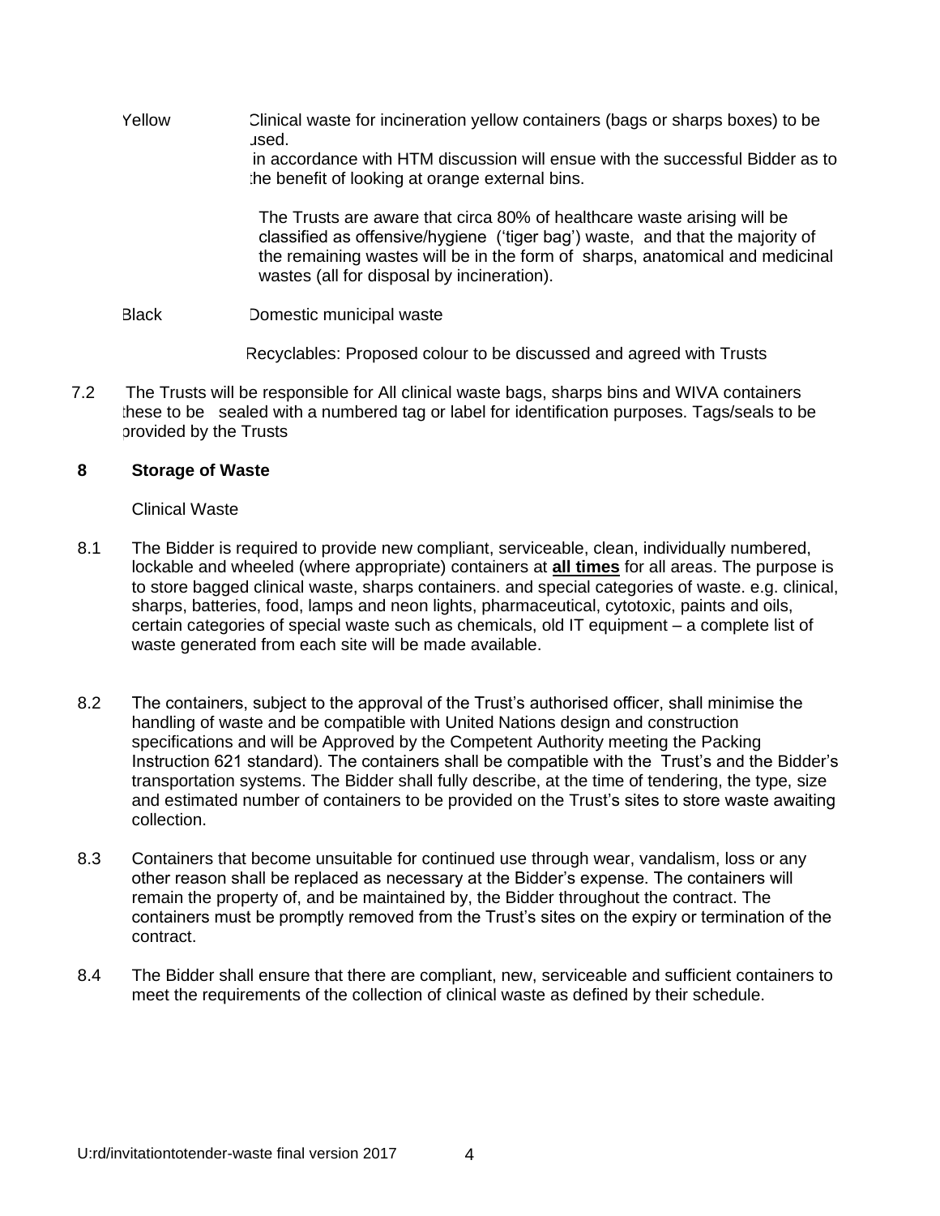| | |
|---|---|
| Yellow | Clinical waste for incineration yellow containers (bags or sharps boxes) to be used.<br>in accordance with HTM discussion will ensue with the successful Bidder as to the benefit of looking at orange external bins.<br><br>The Trusts are aware that circa 80% of healthcare waste arising will be classified as offensive/hygiene ('tiger bag') waste, and that the majority of the remaining wastes will be in the form of sharps, anatomical and medicinal wastes (all for disposal by incineration). |
| Black | Domestic municipal waste |
| | Recyclables: Proposed colour to be discussed and agreed with Trusts |

7.2 The Trusts will be responsible for All clinical waste bags, sharps bins and WIVA containers these to be sealed with a numbered tag or label for identification purposes. Tags/seals to be provided by the Trusts

## 8 Storage of Waste

Clinical Waste

8.1 The Bidder is required to provide new compliant, serviceable, clean, individually numbered, lockable and wheeled (where appropriate) containers at **<u>all times</u>** for all areas. The purpose is to store bagged clinical waste, sharps containers. and special categories of waste. e.g. clinical, sharps, batteries, food, lamps and neon lights, pharmaceutical, cytotoxic, paints and oils, certain categories of special waste such as chemicals, old IT equipment – a complete list of waste generated from each site will be made available.

8.2 The containers, subject to the approval of the Trust's authorised officer, shall minimise the handling of waste and be compatible with United Nations design and construction specifications and will be Approved by the Competent Authority meeting the Packing Instruction 621 standard). The containers shall be compatible with the Trust's and the Bidder's transportation systems. The Bidder shall fully describe, at the time of tendering, the type, size and estimated number of containers to be provided on the Trust's sites to store waste awaiting collection.

8.3 Containers that become unsuitable for continued use through wear, vandalism, loss or any other reason shall be replaced as necessary at the Bidder's expense. The containers will remain the property of, and be maintained by, the Bidder throughout the contract. The containers must be promptly removed from the Trust's sites on the expiry or termination of the contract.

8.4 The Bidder shall ensure that there are compliant, new, serviceable and sufficient containers to meet the requirements of the collection of clinical waste as defined by their schedule.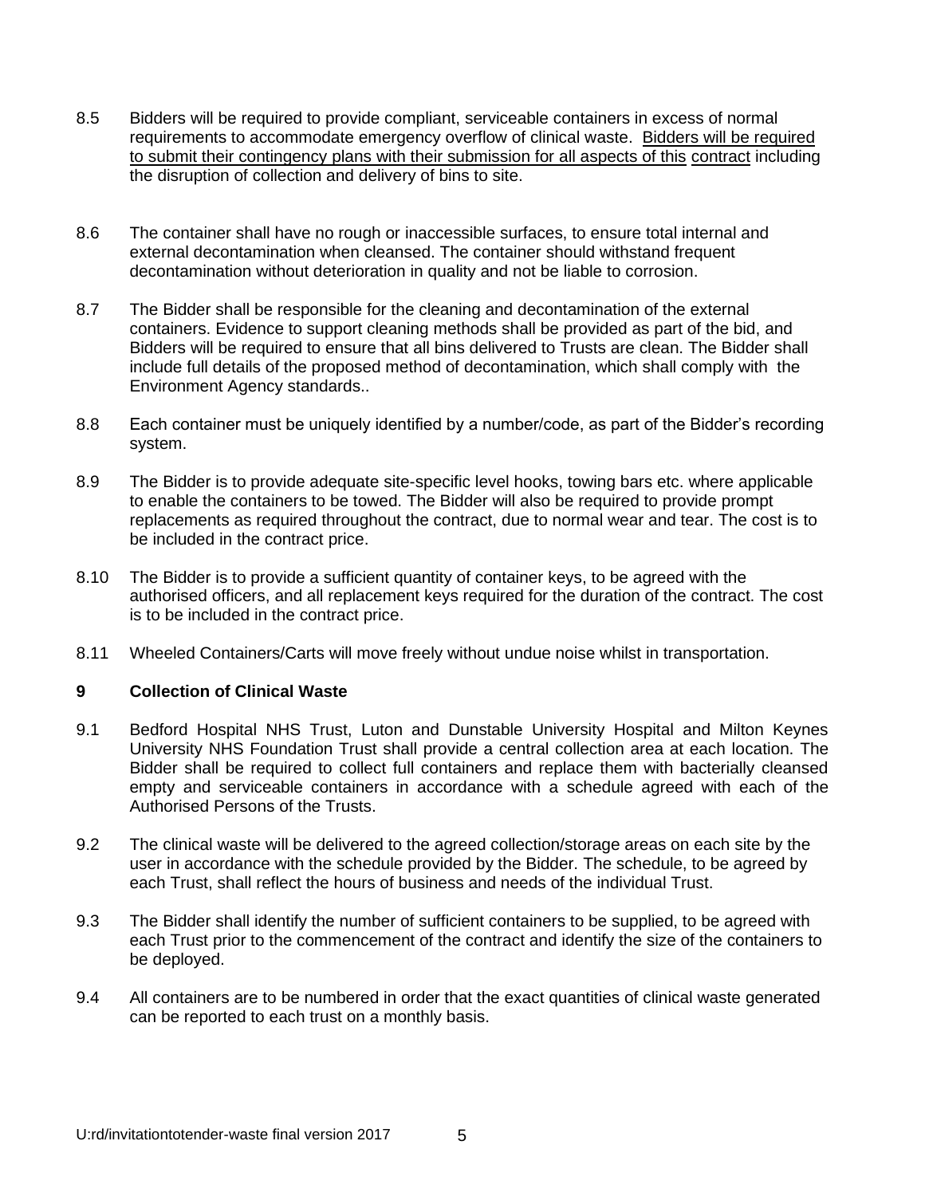8.5 Bidders will be required to provide compliant, serviceable containers in excess of normal requirements to accommodate emergency overflow of clinical waste. <u>Bidders will be required to submit their contingency plans with their submission for all aspects of this contract</u> including the disruption of collection and delivery of bins to site.

8.6 The container shall have no rough or inaccessible surfaces, to ensure total internal and external decontamination when cleansed. The container should withstand frequent decontamination without deterioration in quality and not be liable to corrosion.

8.7 The Bidder shall be responsible for the cleaning and decontamination of the external containers. Evidence to support cleaning methods shall be provided as part of the bid, and Bidders will be required to ensure that all bins delivered to Trusts are clean. The Bidder shall include full details of the proposed method of decontamination, which shall comply with the Environment Agency standards..

8.8 Each container must be uniquely identified by a number/code, as part of the Bidder's recording system.

8.9 The Bidder is to provide adequate site-specific level hooks, towing bars etc. where applicable to enable the containers to be towed. The Bidder will also be required to provide prompt replacements as required throughout the contract, due to normal wear and tear. The cost is to be included in the contract price.

8.10 The Bidder is to provide a sufficient quantity of container keys, to be agreed with the authorised officers, and all replacement keys required for the duration of the contract. The cost is to be included in the contract price.

8.11 Wheeled Containers/Carts will move freely without undue noise whilst in transportation.

## 9 Collection of Clinical Waste

9.1 Bedford Hospital NHS Trust, Luton and Dunstable University Hospital and Milton Keynes University NHS Foundation Trust shall provide a central collection area at each location. The Bidder shall be required to collect full containers and replace them with bacterially cleansed empty and serviceable containers in accordance with a schedule agreed with each of the Authorised Persons of the Trusts.

9.2 The clinical waste will be delivered to the agreed collection/storage areas on each site by the user in accordance with the schedule provided by the Bidder. The schedule, to be agreed by each Trust, shall reflect the hours of business and needs of the individual Trust.

9.3 The Bidder shall identify the number of sufficient containers to be supplied, to be agreed with each Trust prior to the commencement of the contract and identify the size of the containers to be deployed.

9.4 All containers are to be numbered in order that the exact quantities of clinical waste generated can be reported to each trust on a monthly basis.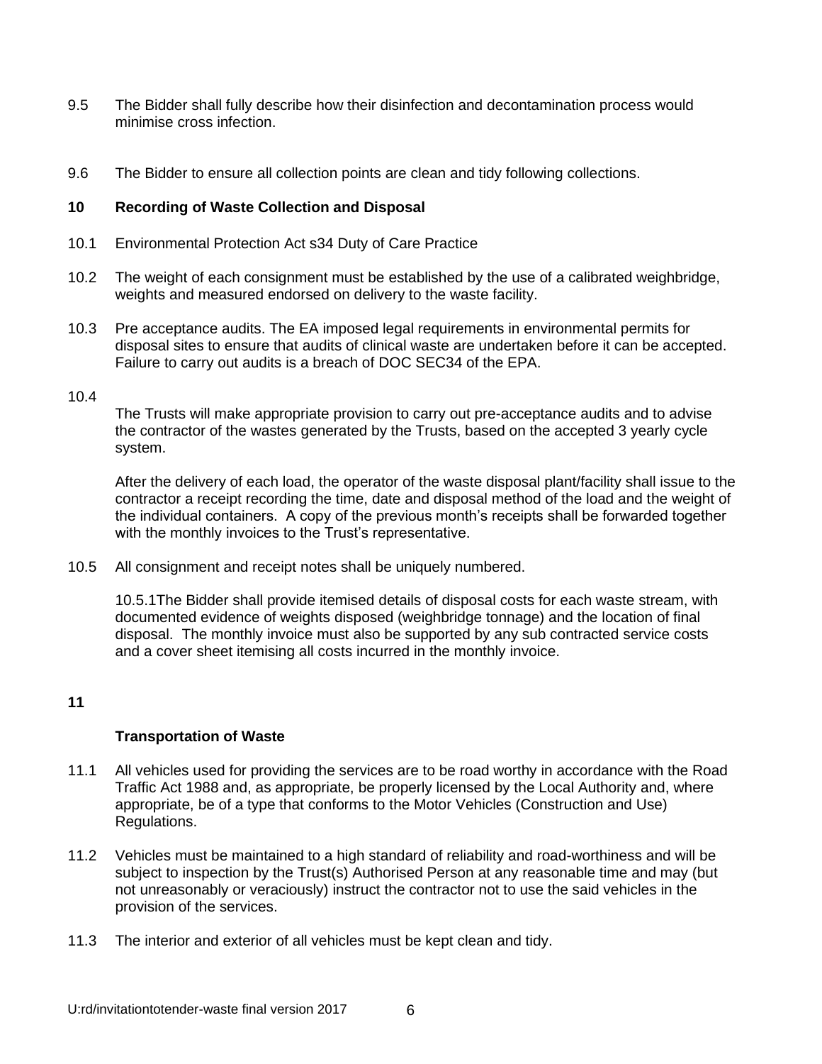9.5 The Bidder shall fully describe how their disinfection and decontamination process would minimise cross infection.

9.6 The Bidder to ensure all collection points are clean and tidy following collections.

## 10 Recording of Waste Collection and Disposal

10.1 Environmental Protection Act s34 Duty of Care Practice

10.2 The weight of each consignment must be established by the use of a calibrated weighbridge, weights and measured endorsed on delivery to the waste facility.

10.3 Pre acceptance audits. The EA imposed legal requirements in environmental permits for disposal sites to ensure that audits of clinical waste are undertaken before it can be accepted. Failure to carry out audits is a breach of DOC SEC34 of the EPA.

10.4

The Trusts will make appropriate provision to carry out pre-acceptance audits and to advise the contractor of the wastes generated by the Trusts, based on the accepted 3 yearly cycle system.

After the delivery of each load, the operator of the waste disposal plant/facility shall issue to the contractor a receipt recording the time, date and disposal method of the load and the weight of the individual containers. A copy of the previous month's receipts shall be forwarded together with the monthly invoices to the Trust's representative.

10.5 All consignment and receipt notes shall be uniquely numbered.

10.5.1The Bidder shall provide itemised details of disposal costs for each waste stream, with documented evidence of weights disposed (weighbridge tonnage) and the location of final disposal. The monthly invoice must also be supported by any sub contracted service costs and a cover sheet itemising all costs incurred in the monthly invoice.

## 11

**Transportation of Waste**

11.1 All vehicles used for providing the services are to be road worthy in accordance with the Road Traffic Act 1988 and, as appropriate, be properly licensed by the Local Authority and, where appropriate, be of a type that conforms to the Motor Vehicles (Construction and Use) Regulations.

11.2 Vehicles must be maintained to a high standard of reliability and road-worthiness and will be subject to inspection by the Trust(s) Authorised Person at any reasonable time and may (but not unreasonably or veraciously) instruct the contractor not to use the said vehicles in the provision of the services.

11.3 The interior and exterior of all vehicles must be kept clean and tidy.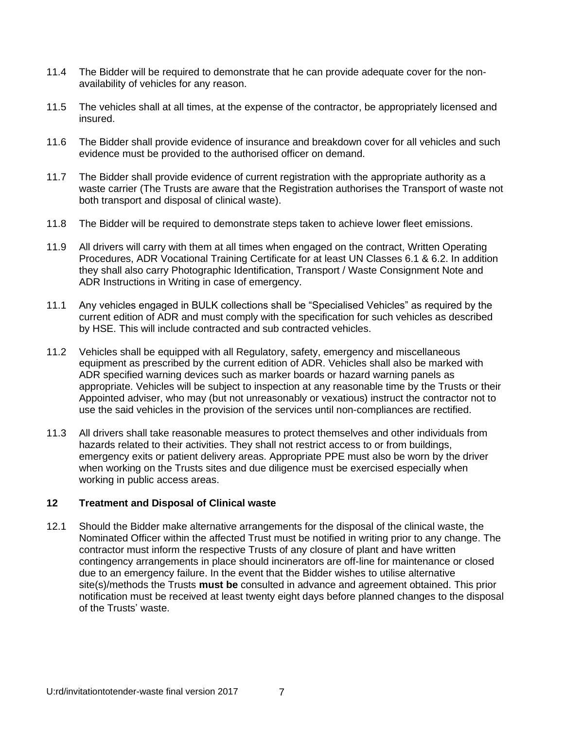11.4 The Bidder will be required to demonstrate that he can provide adequate cover for the non-availability of vehicles for any reason.

11.5 The vehicles shall at all times, at the expense of the contractor, be appropriately licensed and insured.

11.6 The Bidder shall provide evidence of insurance and breakdown cover for all vehicles and such evidence must be provided to the authorised officer on demand.

11.7 The Bidder shall provide evidence of current registration with the appropriate authority as a waste carrier (The Trusts are aware that the Registration authorises the Transport of waste not both transport and disposal of clinical waste).

11.8 The Bidder will be required to demonstrate steps taken to achieve lower fleet emissions.

11.9 All drivers will carry with them at all times when engaged on the contract, Written Operating Procedures, ADR Vocational Training Certificate for at least UN Classes 6.1 & 6.2. In addition they shall also carry Photographic Identification, Transport / Waste Consignment Note and ADR Instructions in Writing in case of emergency.

11.1 Any vehicles engaged in BULK collections shall be "Specialised Vehicles" as required by the current edition of ADR and must comply with the specification for such vehicles as described by HSE. This will include contracted and sub contracted vehicles.

11.2 Vehicles shall be equipped with all Regulatory, safety, emergency and miscellaneous equipment as prescribed by the current edition of ADR. Vehicles shall also be marked with ADR specified warning devices such as marker boards or hazard warning panels as appropriate. Vehicles will be subject to inspection at any reasonable time by the Trusts or their Appointed adviser, who may (but not unreasonably or vexatious) instruct the contractor not to use the said vehicles in the provision of the services until non-compliances are rectified.

11.3 All drivers shall take reasonable measures to protect themselves and other individuals from hazards related to their activities. They shall not restrict access to or from buildings, emergency exits or patient delivery areas. Appropriate PPE must also be worn by the driver when working on the Trusts sites and due diligence must be exercised especially when working in public access areas.

## 12 Treatment and Disposal of Clinical waste

12.1 Should the Bidder make alternative arrangements for the disposal of the clinical waste, the Nominated Officer within the affected Trust must be notified in writing prior to any change. The contractor must inform the respective Trusts of any closure of plant and have written contingency arrangements in place should incinerators are off-line for maintenance or closed due to an emergency failure. In the event that the Bidder wishes to utilise alternative site(s)/methods the Trusts **must be** consulted in advance and agreement obtained. This prior notification must be received at least twenty eight days before planned changes to the disposal of the Trusts' waste.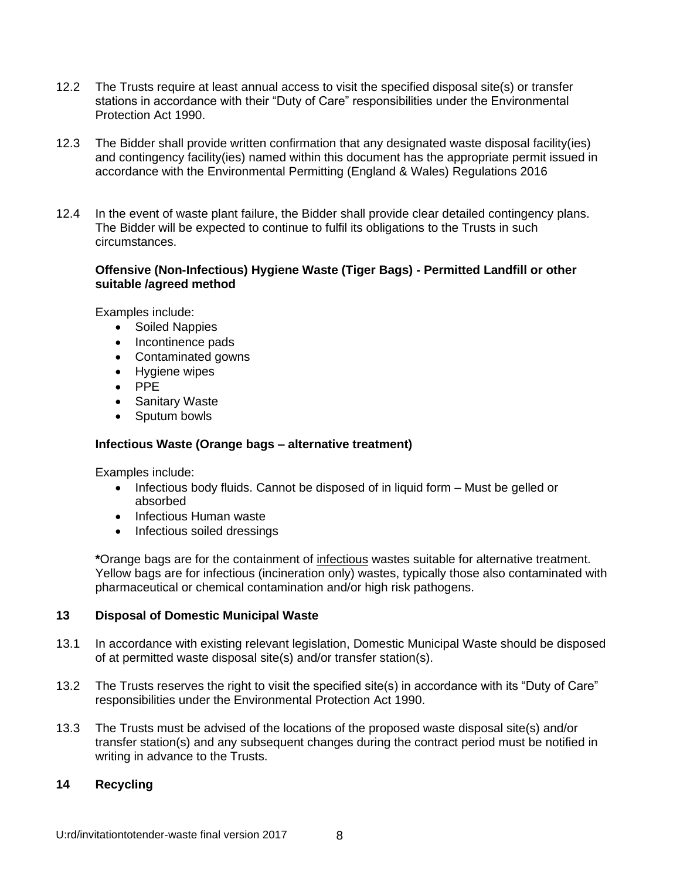12.2 The Trusts require at least annual access to visit the specified disposal site(s) or transfer stations in accordance with their "Duty of Care" responsibilities under the Environmental Protection Act 1990.

12.3 The Bidder shall provide written confirmation that any designated waste disposal facility(ies) and contingency facility(ies) named within this document has the appropriate permit issued in accordance with the Environmental Permitting (England & Wales) Regulations 2016

12.4 In the event of waste plant failure, the Bidder shall provide clear detailed contingency plans. The Bidder will be expected to continue to fulfil its obligations to the Trusts in such circumstances.

**Offensive (Non-Infectious) Hygiene Waste (Tiger Bags) - Permitted Landfill or other suitable /agreed method**

Examples include:

- Soiled Nappies
- Incontinence pads
- Contaminated gowns
- Hygiene wipes
- PPE
- Sanitary Waste
- Sputum bowls

**Infectious Waste (Orange bags – alternative treatment)**

Examples include:

- Infectious body fluids. Cannot be disposed of in liquid form – Must be gelled or absorbed
- Infectious Human waste
- Infectious soiled dressings

**\***Orange bags are for the containment of infectious wastes suitable for alternative treatment. Yellow bags are for infectious (incineration only) wastes, typically those also contaminated with pharmaceutical or chemical contamination and/or high risk pathogens.

## 13 Disposal of Domestic Municipal Waste

13.1 In accordance with existing relevant legislation, Domestic Municipal Waste should be disposed of at permitted waste disposal site(s) and/or transfer station(s).

13.2 The Trusts reserves the right to visit the specified site(s) in accordance with its "Duty of Care" responsibilities under the Environmental Protection Act 1990.

13.3 The Trusts must be advised of the locations of the proposed waste disposal site(s) and/or transfer station(s) and any subsequent changes during the contract period must be notified in writing in advance to the Trusts.

## 14 Recycling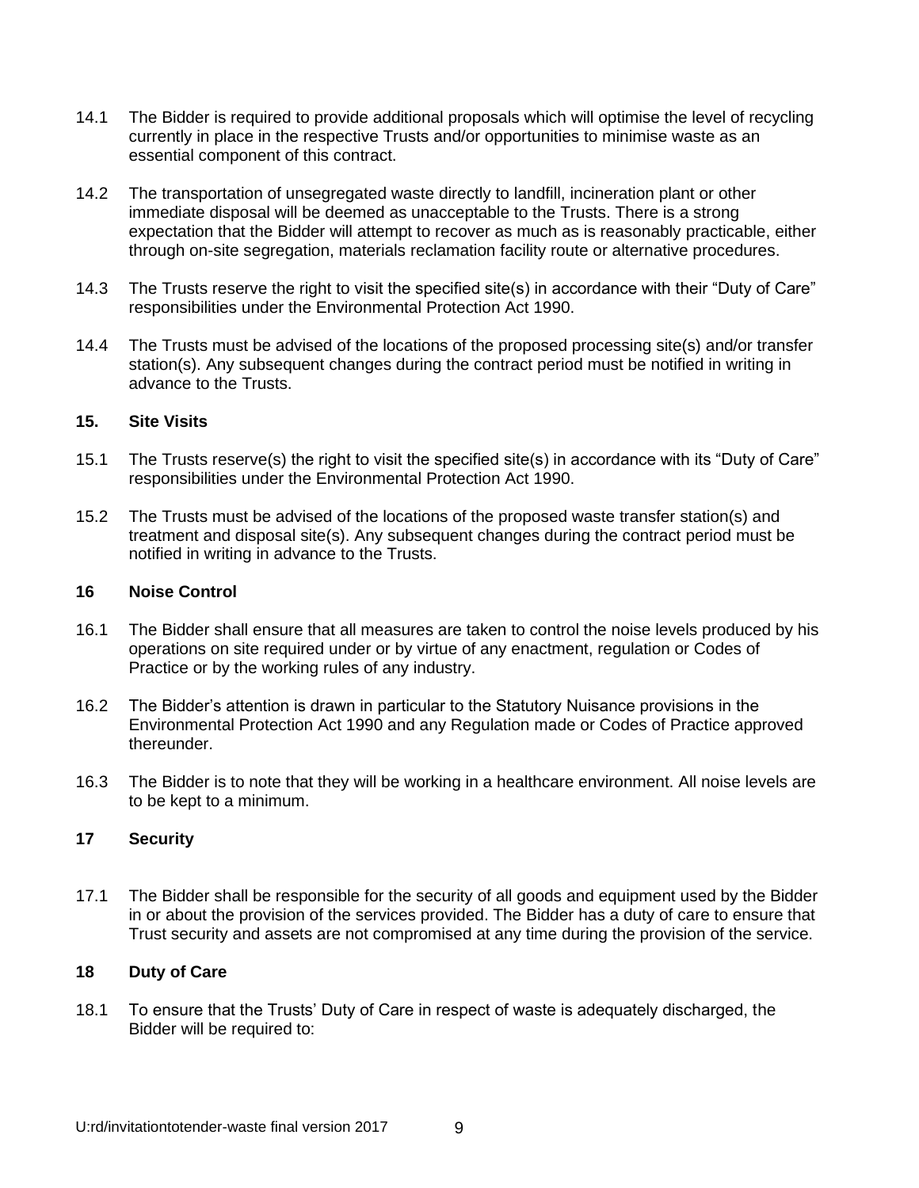14.1 The Bidder is required to provide additional proposals which will optimise the level of recycling currently in place in the respective Trusts and/or opportunities to minimise waste as an essential component of this contract.

14.2 The transportation of unsegregated waste directly to landfill, incineration plant or other immediate disposal will be deemed as unacceptable to the Trusts. There is a strong expectation that the Bidder will attempt to recover as much as is reasonably practicable, either through on-site segregation, materials reclamation facility route or alternative procedures.

14.3 The Trusts reserve the right to visit the specified site(s) in accordance with their "Duty of Care" responsibilities under the Environmental Protection Act 1990.

14.4 The Trusts must be advised of the locations of the proposed processing site(s) and/or transfer station(s). Any subsequent changes during the contract period must be notified in writing in advance to the Trusts.

**15. Site Visits**

15.1 The Trusts reserve(s) the right to visit the specified site(s) in accordance with its "Duty of Care" responsibilities under the Environmental Protection Act 1990.

15.2 The Trusts must be advised of the locations of the proposed waste transfer station(s) and treatment and disposal site(s). Any subsequent changes during the contract period must be notified in writing in advance to the Trusts.

**16 Noise Control**

16.1 The Bidder shall ensure that all measures are taken to control the noise levels produced by his operations on site required under or by virtue of any enactment, regulation or Codes of Practice or by the working rules of any industry.

16.2 The Bidder's attention is drawn in particular to the Statutory Nuisance provisions in the Environmental Protection Act 1990 and any Regulation made or Codes of Practice approved thereunder.

16.3 The Bidder is to note that they will be working in a healthcare environment. All noise levels are to be kept to a minimum.

**17 Security**

17.1 The Bidder shall be responsible for the security of all goods and equipment used by the Bidder in or about the provision of the services provided. The Bidder has a duty of care to ensure that Trust security and assets are not compromised at any time during the provision of the service.

**18 Duty of Care**

18.1 To ensure that the Trusts' Duty of Care in respect of waste is adequately discharged, the Bidder will be required to: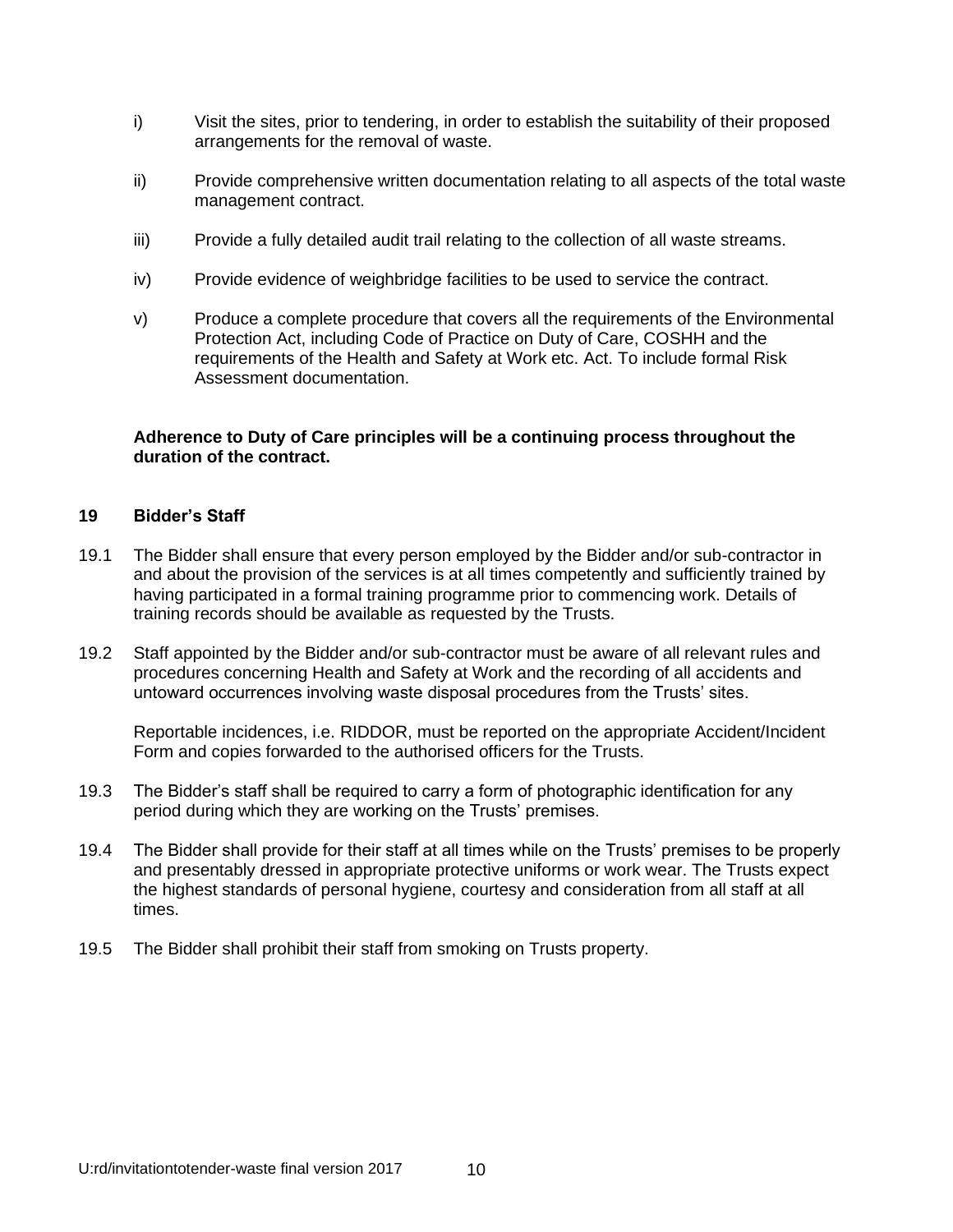i) Visit the sites, prior to tendering, in order to establish the suitability of their proposed arrangements for the removal of waste.

ii) Provide comprehensive written documentation relating to all aspects of the total waste management contract.

iii) Provide a fully detailed audit trail relating to the collection of all waste streams.

iv) Provide evidence of weighbridge facilities to be used to service the contract.

v) Produce a complete procedure that covers all the requirements of the Environmental Protection Act, including Code of Practice on Duty of Care, COSHH and the requirements of the Health and Safety at Work etc. Act. To include formal Risk Assessment documentation.

**Adherence to Duty of Care principles will be a continuing process throughout the duration of the contract.**

## 19 Bidder’s Staff

19.1 The Bidder shall ensure that every person employed by the Bidder and/or sub-contractor in and about the provision of the services is at all times competently and sufficiently trained by having participated in a formal training programme prior to commencing work. Details of training records should be available as requested by the Trusts.

19.2 Staff appointed by the Bidder and/or sub-contractor must be aware of all relevant rules and procedures concerning Health and Safety at Work and the recording of all accidents and untoward occurrences involving waste disposal procedures from the Trusts’ sites.

Reportable incidences, i.e. RIDDOR, must be reported on the appropriate Accident/Incident Form and copies forwarded to the authorised officers for the Trusts.

19.3 The Bidder’s staff shall be required to carry a form of photographic identification for any period during which they are working on the Trusts’ premises.

19.4 The Bidder shall provide for their staff at all times while on the Trusts’ premises to be properly and presentably dressed in appropriate protective uniforms or work wear. The Trusts expect the highest standards of personal hygiene, courtesy and consideration from all staff at all times.

19.5 The Bidder shall prohibit their staff from smoking on Trusts property.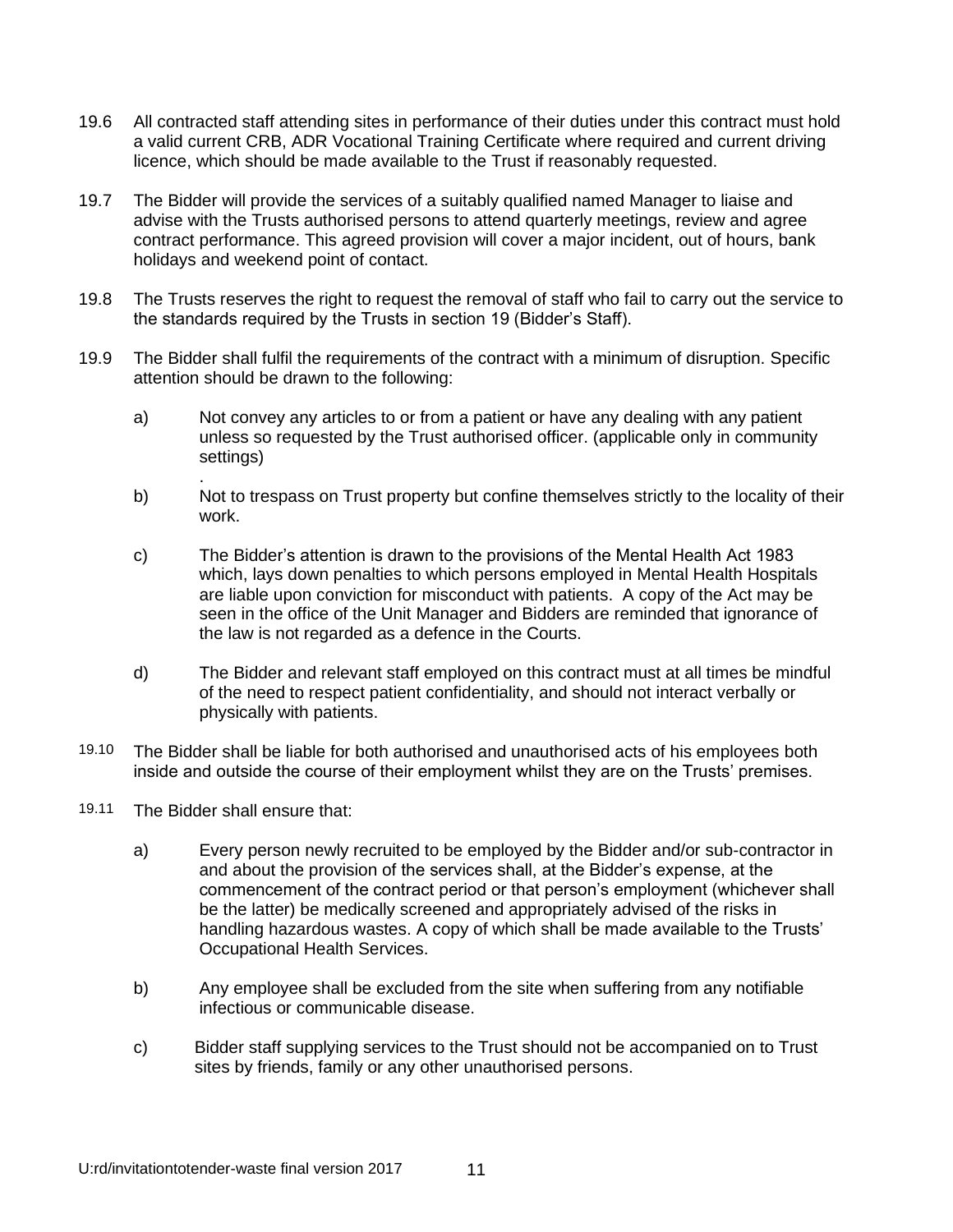19.6 All contracted staff attending sites in performance of their duties under this contract must hold a valid current CRB, ADR Vocational Training Certificate where required and current driving licence, which should be made available to the Trust if reasonably requested.

19.7 The Bidder will provide the services of a suitably qualified named Manager to liaise and advise with the Trusts authorised persons to attend quarterly meetings, review and agree contract performance. This agreed provision will cover a major incident, out of hours, bank holidays and weekend point of contact.

19.8 The Trusts reserves the right to request the removal of staff who fail to carry out the service to the standards required by the Trusts in section 19 (Bidder's Staff).

19.9 The Bidder shall fulfil the requirements of the contract with a minimum of disruption. Specific attention should be drawn to the following:

a) Not convey any articles to or from a patient or have any dealing with any patient unless so requested by the Trust authorised officer. (applicable only in community settings)
.

b) Not to trespass on Trust property but confine themselves strictly to the locality of their work.

c) The Bidder's attention is drawn to the provisions of the Mental Health Act 1983 which, lays down penalties to which persons employed in Mental Health Hospitals are liable upon conviction for misconduct with patients. A copy of the Act may be seen in the office of the Unit Manager and Bidders are reminded that ignorance of the law is not regarded as a defence in the Courts.

d) The Bidder and relevant staff employed on this contract must at all times be mindful of the need to respect patient confidentiality, and should not interact verbally or physically with patients.

19.10 The Bidder shall be liable for both authorised and unauthorised acts of his employees both inside and outside the course of their employment whilst they are on the Trusts' premises.

19.11 The Bidder shall ensure that:

a) Every person newly recruited to be employed by the Bidder and/or sub-contractor in and about the provision of the services shall, at the Bidder's expense, at the commencement of the contract period or that person's employment (whichever shall be the latter) be medically screened and appropriately advised of the risks in handling hazardous wastes. A copy of which shall be made available to the Trusts' Occupational Health Services.

b) Any employee shall be excluded from the site when suffering from any notifiable infectious or communicable disease.

c) Bidder staff supplying services to the Trust should not be accompanied on to Trust sites by friends, family or any other unauthorised persons.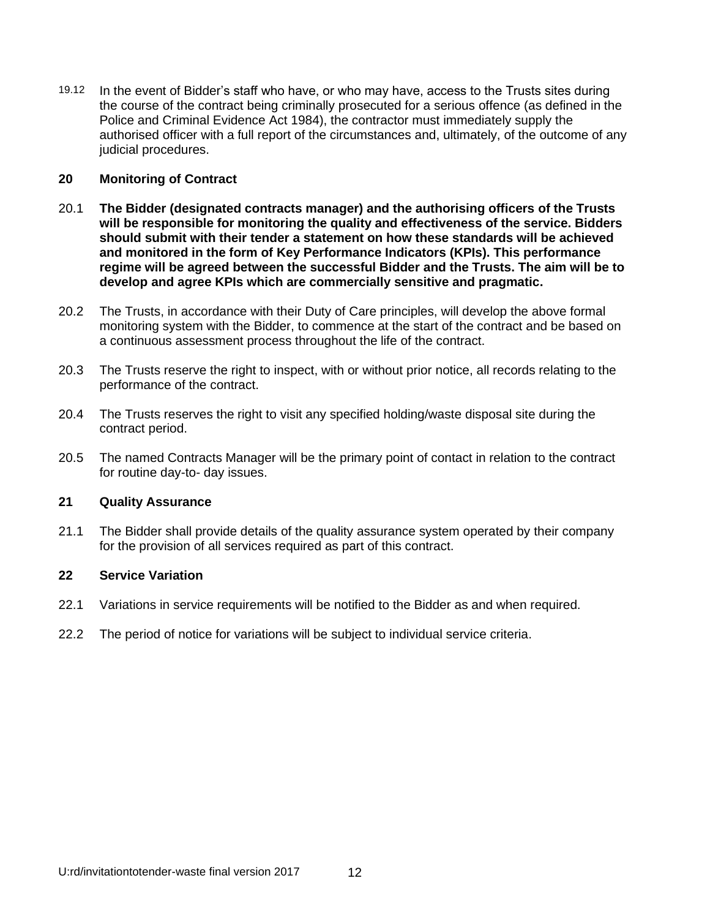19.12 In the event of Bidder's staff who have, or who may have, access to the Trusts sites during the course of the contract being criminally prosecuted for a serious offence (as defined in the Police and Criminal Evidence Act 1984), the contractor must immediately supply the authorised officer with a full report of the circumstances and, ultimately, of the outcome of any judicial procedures.

## 20 Monitoring of Contract

20.1 **The Bidder (designated contracts manager) and the authorising officers of the Trusts will be responsible for monitoring the quality and effectiveness of the service. Bidders should submit with their tender a statement on how these standards will be achieved and monitored in the form of Key Performance Indicators (KPIs). This performance regime will be agreed between the successful Bidder and the Trusts. The aim will be to develop and agree KPIs which are commercially sensitive and pragmatic.**

20.2 The Trusts, in accordance with their Duty of Care principles, will develop the above formal monitoring system with the Bidder, to commence at the start of the contract and be based on a continuous assessment process throughout the life of the contract.

20.3 The Trusts reserve the right to inspect, with or without prior notice, all records relating to the performance of the contract.

20.4 The Trusts reserves the right to visit any specified holding/waste disposal site during the contract period.

20.5 The named Contracts Manager will be the primary point of contact in relation to the contract for routine day-to- day issues.

## 21 Quality Assurance

21.1 The Bidder shall provide details of the quality assurance system operated by their company for the provision of all services required as part of this contract.

## 22 Service Variation

22.1 Variations in service requirements will be notified to the Bidder as and when required.

22.2 The period of notice for variations will be subject to individual service criteria.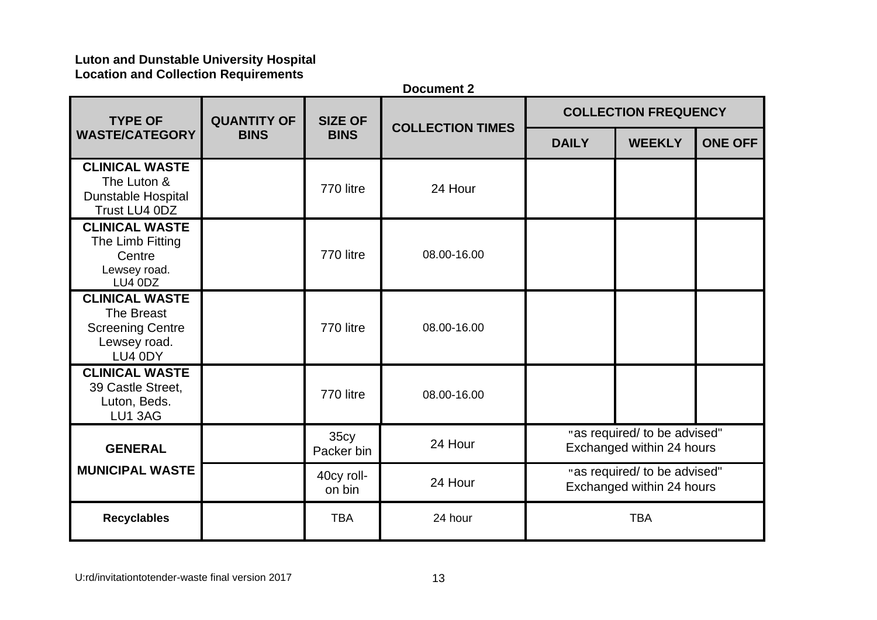**Luton and Dunstable University Hospital**
**Location and Collection Requirements**

**Document 2**

| TYPE OF WASTE/CATEGORY | QUANTITY OF BINS | SIZE OF BINS | COLLECTION TIMES | COLLECTION FREQUENCY | | |
|---|---|---|---|---|---|---|
| | | | | DAILY | WEEKLY | ONE OFF |
| **CLINICAL WASTE** The Luton & Dunstable Hospital Trust LU4 0DZ | | 770 litre | 24 Hour | | | |
| **CLINICAL WASTE** The Limb Fitting Centre Lewsey road. LU4 0DZ | | 770 litre | 08.00-16.00 | | | |
| **CLINICAL WASTE** The Breast Screening Centre Lewsey road. LU4 0DY | | 770 litre | 08.00-16.00 | | | |
| **CLINICAL WASTE** 39 Castle Street, Luton, Beds. LU1 3AG | | 770 litre | 08.00-16.00 | | | |
| **GENERAL MUNICIPAL WASTE** | | 35cy Packer bin | 24 Hour | "as required/ to be advised" Exchanged within 24 hours | | |
| | | 40cy roll-on bin | 24 Hour | "as required/ to be advised" Exchanged within 24 hours | | |
| **Recyclables** | | TBA | 24 hour | TBA | | |

U:rd/invitationtotender-waste final version 2017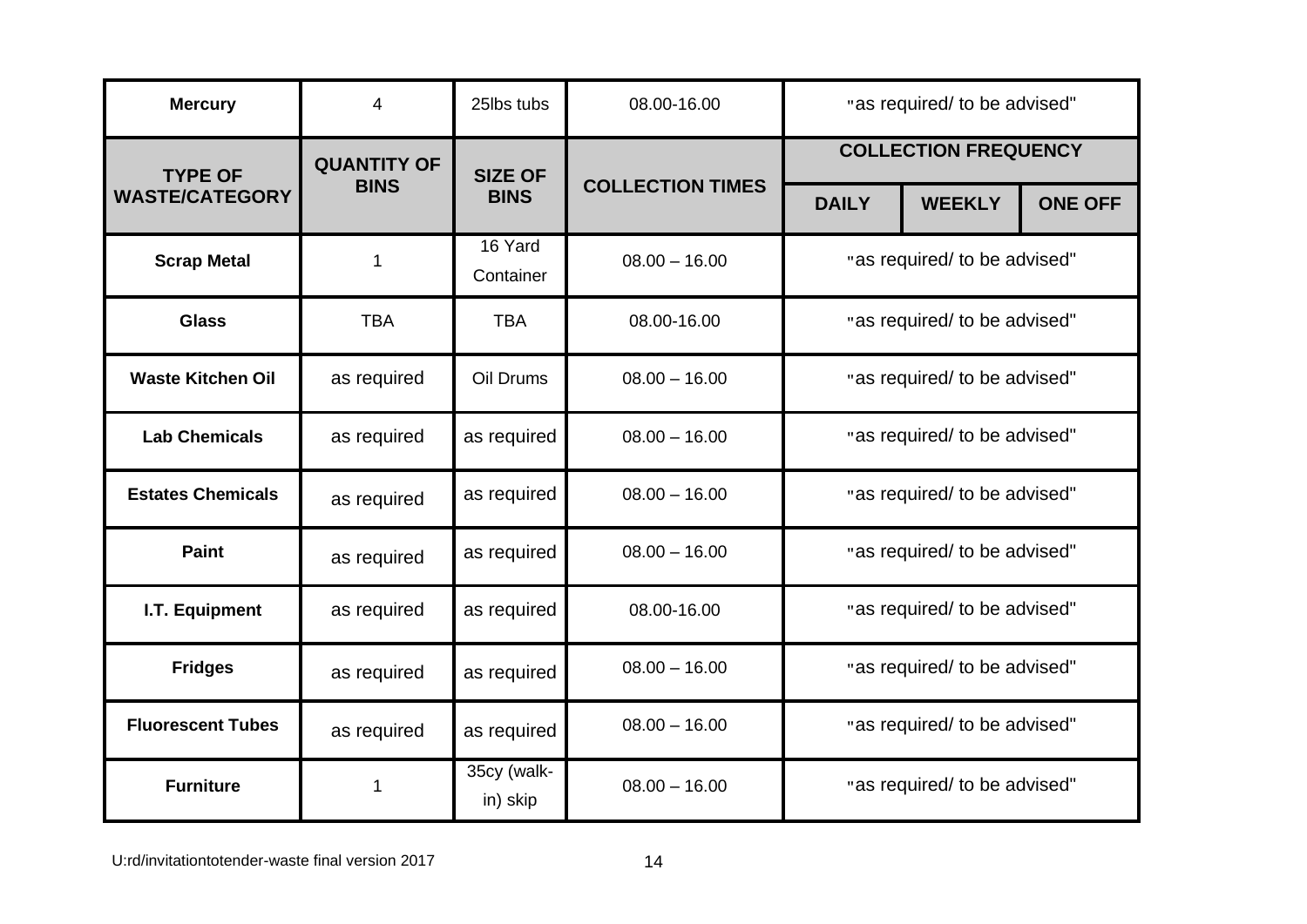| Mercury | 4 | 25lbs tubs | 08.00-16.00 | "as required/ to be advised" | | |
|---|---|---|---|---|---|---|
| **TYPE OF WASTE/CATEGORY** | **QUANTITY OF BINS** | **SIZE OF BINS** | **COLLECTION TIMES** | **COLLECTION FREQUENCY** | | |
| | | | | **DAILY** | **WEEKLY** | **ONE OFF** |
| **Scrap Metal** | 1 | 16 Yard Container | 08.00 – 16.00 | "as required/ to be advised" | | |
| **Glass** | TBA | TBA | 08.00-16.00 | "as required/ to be advised" | | |
| **Waste Kitchen Oil** | as required | Oil Drums | 08.00 – 16.00 | "as required/ to be advised" | | |
| **Lab Chemicals** | as required | as required | 08.00 – 16.00 | "as required/ to be advised" | | |
| **Estates Chemicals** | as required | as required | 08.00 – 16.00 | "as required/ to be advised" | | |
| **Paint** | as required | as required | 08.00 – 16.00 | "as required/ to be advised" | | |
| **I.T. Equipment** | as required | as required | 08.00-16.00 | "as required/ to be advised" | | |
| **Fridges** | as required | as required | 08.00 – 16.00 | "as required/ to be advised" | | |
| **Fluorescent Tubes** | as required | as required | 08.00 – 16.00 | "as required/ to be advised" | | |
| **Furniture** | 1 | 35cy (walk-in) skip | 08.00 – 16.00 | "as required/ to be advised" | | |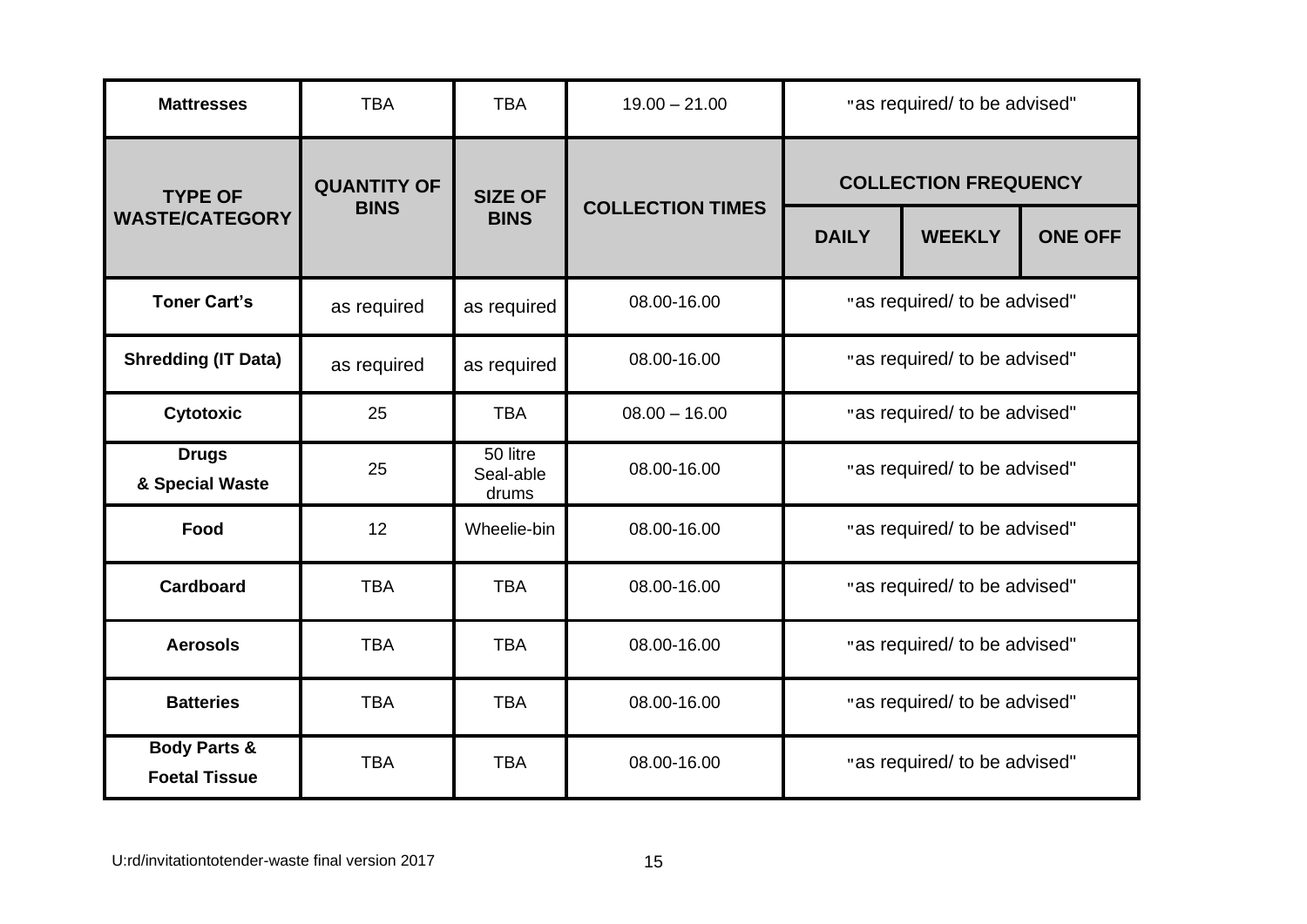| Mattresses | TBA | TBA | 19.00 – 21.00 | "as required/ to be advised" | | |
|---|---|---|---|---|---|---|
| **TYPE OF WASTE/CATEGORY** | **QUANTITY OF BINS** | **SIZE OF BINS** | **COLLECTION TIMES** | **COLLECTION FREQUENCY** | | |
| | | | | **DAILY** | **WEEKLY** | **ONE OFF** |
| **Toner Cart's** | as required | as required | 08.00-16.00 | "as required/ to be advised" | | |
| **Shredding (IT Data)** | as required | as required | 08.00-16.00 | "as required/ to be advised" | | |
| **Cytotoxic** | 25 | TBA | 08.00 – 16.00 | "as required/ to be advised" | | |
| **Drugs & Special Waste** | 25 | 50 litre Seal-able drums | 08.00-16.00 | "as required/ to be advised" | | |
| **Food** | 12 | Wheelie-bin | 08.00-16.00 | "as required/ to be advised" | | |
| **Cardboard** | TBA | TBA | 08.00-16.00 | "as required/ to be advised" | | |
| **Aerosols** | TBA | TBA | 08.00-16.00 | "as required/ to be advised" | | |
| **Batteries** | TBA | TBA | 08.00-16.00 | "as required/ to be advised" | | |
| **Body Parts & Foetal Tissue** | TBA | TBA | 08.00-16.00 | "as required/ to be advised" | | |

U:rd/invitationtotender-waste final version 2017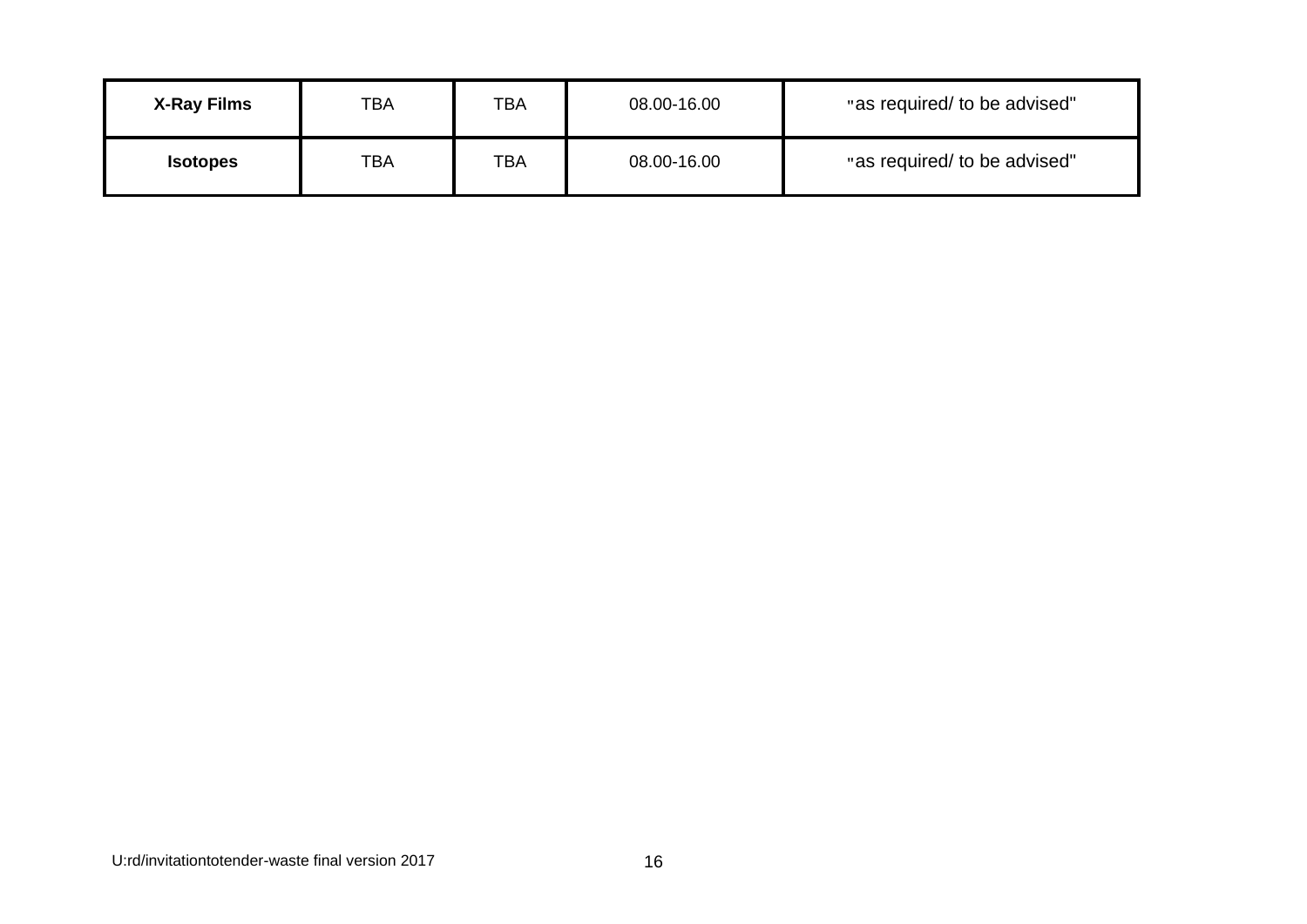| **X-Ray Films** | TBA | TBA | 08.00-16.00 | "as required/ to be advised" |
|---|---|---|---|---|
| **Isotopes** | TBA | TBA | 08.00-16.00 | "as required/ to be advised" |

U:rd/invitationtotender-waste final version 2017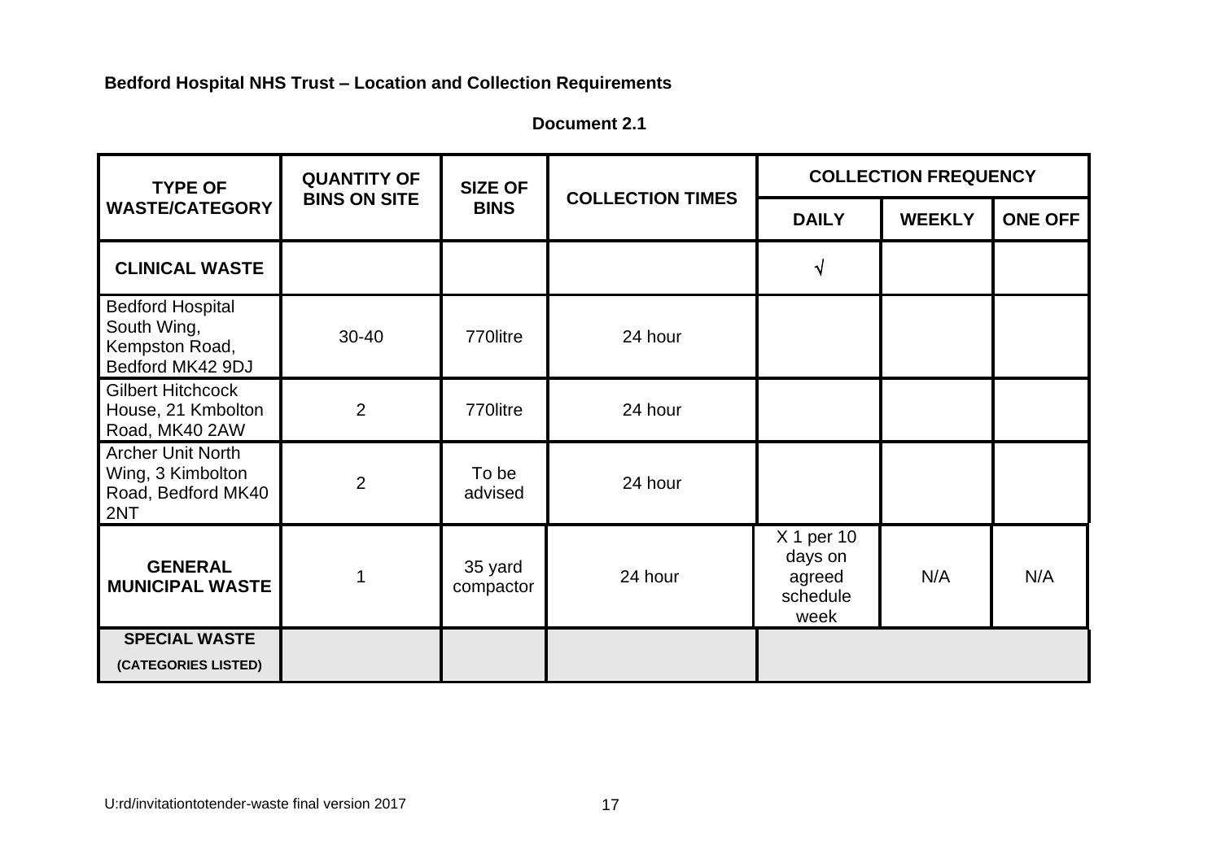**Bedford Hospital NHS Trust – Location and Collection Requirements**

**Document 2.1**

| TYPE OF WASTE/CATEGORY | QUANTITY OF BINS ON SITE | SIZE OF BINS | COLLECTION TIMES | COLLECTION FREQUENCY | | |
|---|---|---|---|---|---|---|
| | | | | DAILY | WEEKLY | ONE OFF |
| **CLINICAL WASTE** | | | | √ | | |
| Bedford Hospital South Wing, Kempston Road, Bedford MK42 9DJ | 30-40 | 770litre | 24 hour | | | |
| Gilbert Hitchcock House, 21 Kmbolton Road, MK40 2AW | 2 | 770litre | 24 hour | | | |
| Archer Unit North Wing, 3 Kimbolton Road, Bedford MK40 2NT | 2 | To be advised | 24 hour | | | |
| **GENERAL MUNICIPAL WASTE** | 1 | 35 yard compactor | 24 hour | X 1 per 10 days on agreed schedule week | N/A | N/A |
| **SPECIAL WASTE** **(CATEGORIES LISTED)** | | | | | | |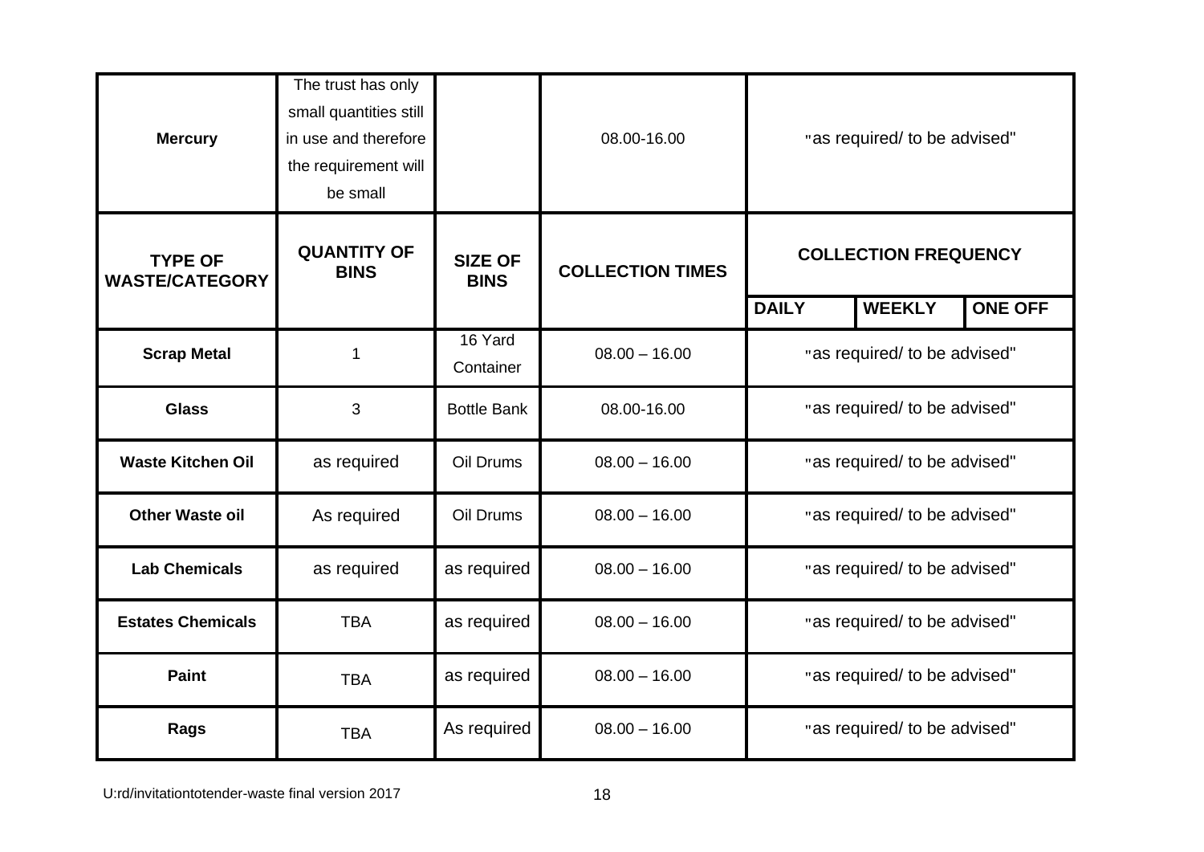| **Mercury** | The trust has only small quantities still in use and therefore the requirement will be small | | 08.00-16.00 | "as required/ to be advised" | | |
|---|---|---|---|---|---|---|
| **TYPE OF WASTE/CATEGORY** | **QUANTITY OF BINS** | **SIZE OF BINS** | **COLLECTION TIMES** | **COLLECTION FREQUENCY** | | |
| | | | | **DAILY** | **WEEKLY** | **ONE OFF** |
| **Scrap Metal** | 1 | 16 Yard Container | 08.00 – 16.00 | "as required/ to be advised" | | |
| **Glass** | 3 | Bottle Bank | 08.00-16.00 | "as required/ to be advised" | | |
| **Waste Kitchen Oil** | as required | Oil Drums | 08.00 – 16.00 | "as required/ to be advised" | | |
| **Other Waste oil** | As required | Oil Drums | 08.00 – 16.00 | "as required/ to be advised" | | |
| **Lab Chemicals** | as required | as required | 08.00 – 16.00 | "as required/ to be advised" | | |
| **Estates Chemicals** | TBA | as required | 08.00 – 16.00 | "as required/ to be advised" | | |
| **Paint** | TBA | as required | 08.00 – 16.00 | "as required/ to be advised" | | |
| **Rags** | TBA | As required | 08.00 – 16.00 | "as required/ to be advised" | | |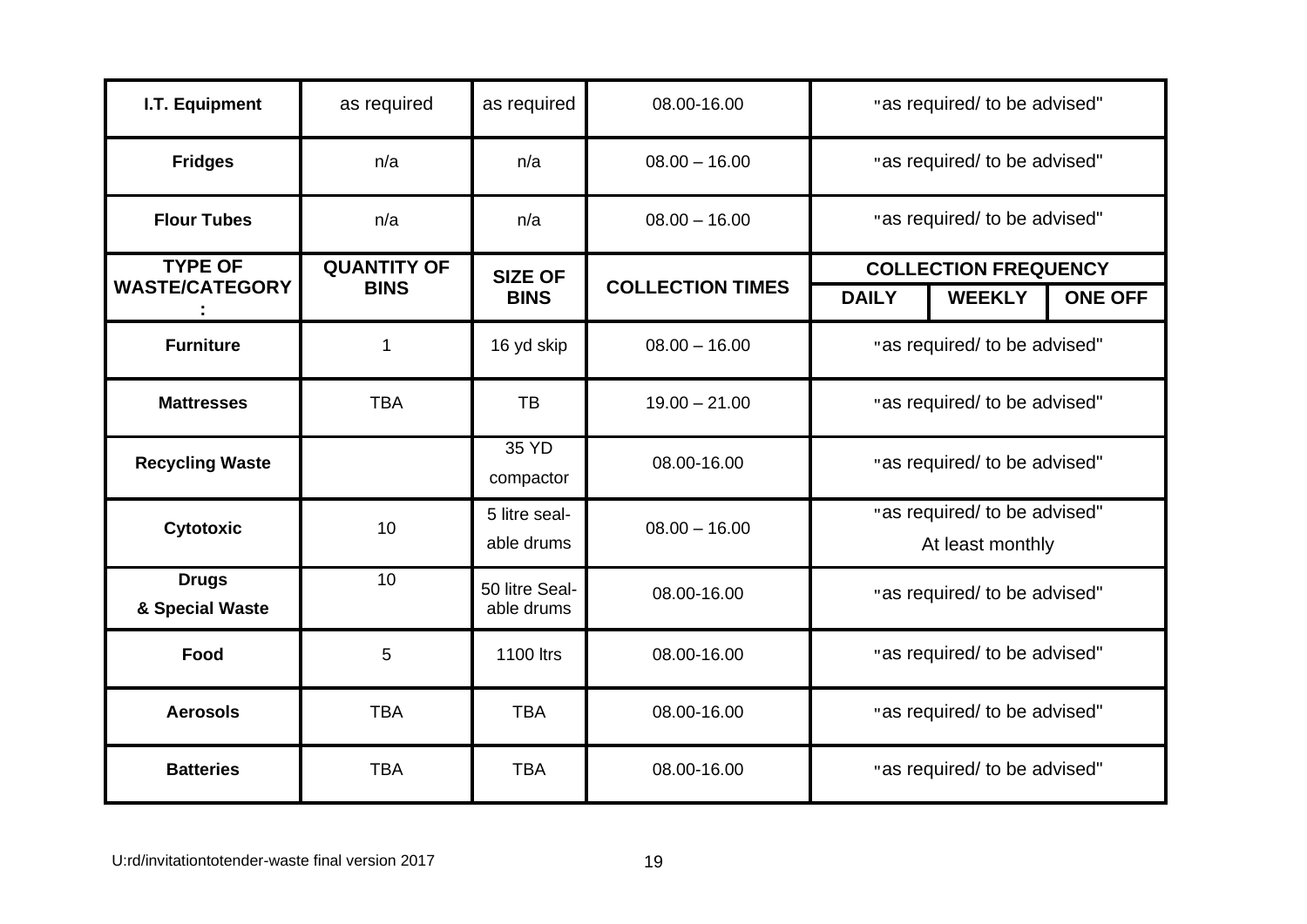| I.T. Equipment | as required | as required | 08.00-16.00 | "as required/ to be advised" | | |
|---|---|---|---|---|---|---|
| **Fridges** | n/a | n/a | 08.00 – 16.00 | "as required/ to be advised" | | |
| **Flour Tubes** | n/a | n/a | 08.00 – 16.00 | "as required/ to be advised" | | |
| **TYPE OF WASTE/CATEGORY :** | **QUANTITY OF BINS** | **SIZE OF BINS** | **COLLECTION TIMES** | **COLLECTION FREQUENCY** | | |
| | | | | **DAILY** | **WEEKLY** | **ONE OFF** |
| **Furniture** | 1 | 16 yd skip | 08.00 – 16.00 | "as required/ to be advised" | | |
| **Mattresses** | TBA | TB | 19.00 – 21.00 | "as required/ to be advised" | | |
| **Recycling Waste** | | 35 YD compactor | 08.00-16.00 | "as required/ to be advised" | | |
| **Cytotoxic** | 10 | 5 litre seal-able drums | 08.00 – 16.00 | "as required/ to be advised" At least monthly | | |
| **Drugs & Special Waste** | 10 | 50 litre Seal-able drums | 08.00-16.00 | "as required/ to be advised" | | |
| **Food** | 5 | 1100 ltrs | 08.00-16.00 | "as required/ to be advised" | | |
| **Aerosols** | TBA | TBA | 08.00-16.00 | "as required/ to be advised" | | |
| **Batteries** | TBA | TBA | 08.00-16.00 | "as required/ to be advised" | | |

U:rd/invitationtotender-waste final version 2017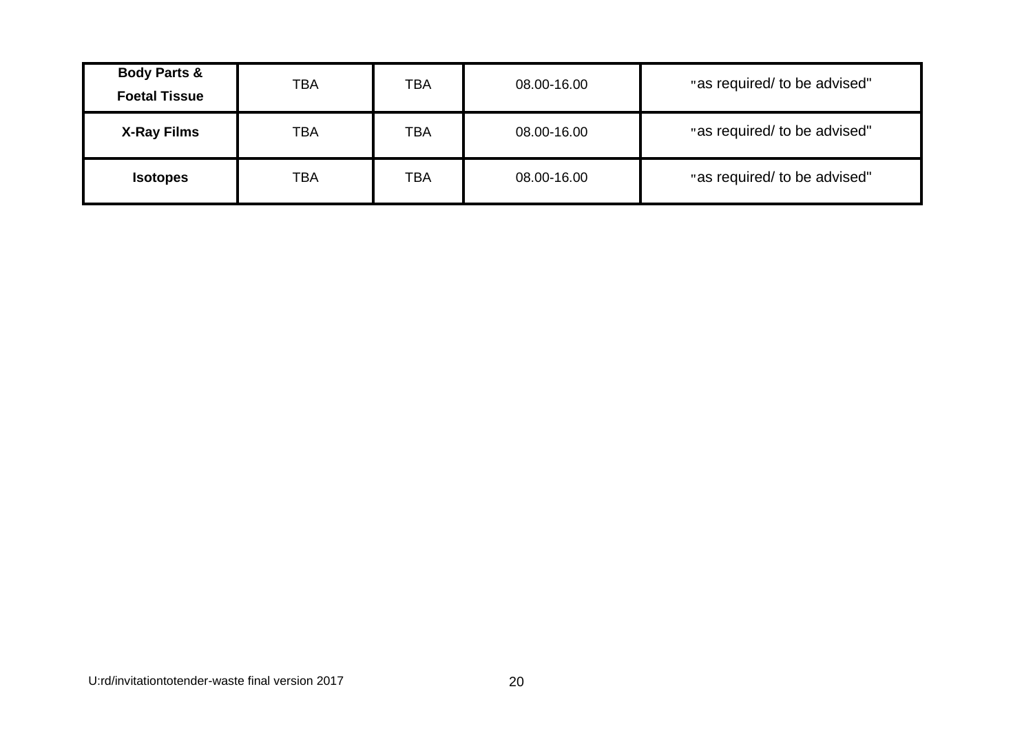| | | | | |
|---|---|---|---|---|
| **Body Parts & Foetal Tissue** | TBA | TBA | 08.00-16.00 | "as required/ to be advised" |
| **X-Ray Films** | TBA | TBA | 08.00-16.00 | "as required/ to be advised" |
| **Isotopes** | TBA | TBA | 08.00-16.00 | "as required/ to be advised" |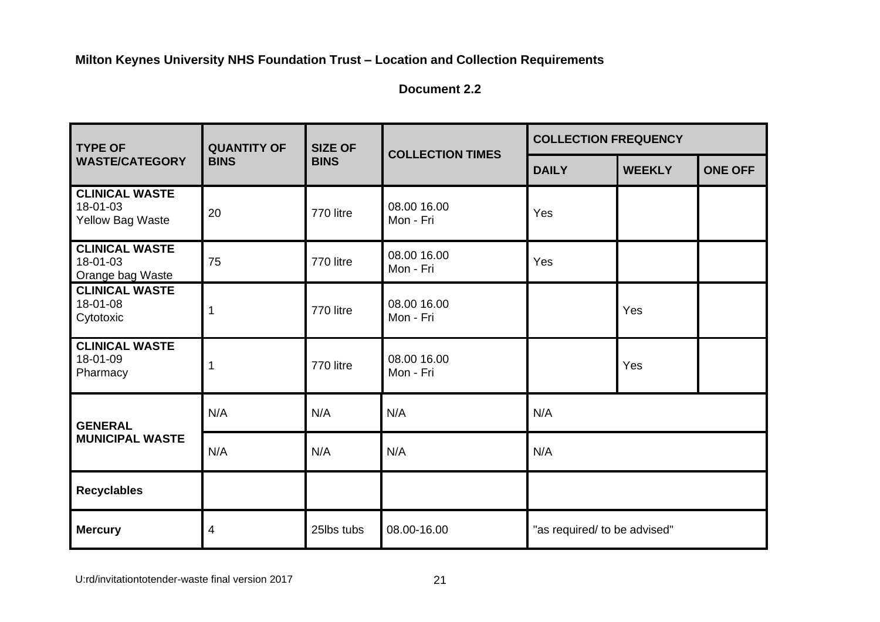**Milton Keynes University NHS Foundation Trust – Location and Collection Requirements**

**Document 2.2**

| TYPE OF WASTE/CATEGORY | QUANTITY OF BINS | SIZE OF BINS | COLLECTION TIMES | COLLECTION FREQUENCY | | |
|---|---|---|---|---|---|---|
| | | | | **DAILY** | **WEEKLY** | **ONE OFF** |
| **CLINICAL WASTE** 18-01-03 Yellow Bag Waste | 20 | 770 litre | 08.00 16.00 Mon - Fri | Yes | | |
| **CLINICAL WASTE** 18-01-03 Orange bag Waste | 75 | 770 litre | 08.00 16.00 Mon - Fri | Yes | | |
| **CLINICAL WASTE** 18-01-08 Cytotoxic | 1 | 770 litre | 08.00 16.00 Mon - Fri | | Yes | |
| **CLINICAL WASTE** 18-01-09 Pharmacy | 1 | 770 litre | 08.00 16.00 Mon - Fri | | Yes | |
| **GENERAL MUNICIPAL WASTE** | N/A | N/A | N/A | N/A | | |
| | N/A | N/A | N/A | N/A | | |
| **Recyclables** | | | | | | |
| **Mercury** | 4 | 25lbs tubs | 08.00-16.00 | "as required/ to be advised" | | |

U:rd/invitationtotender-waste final version 2017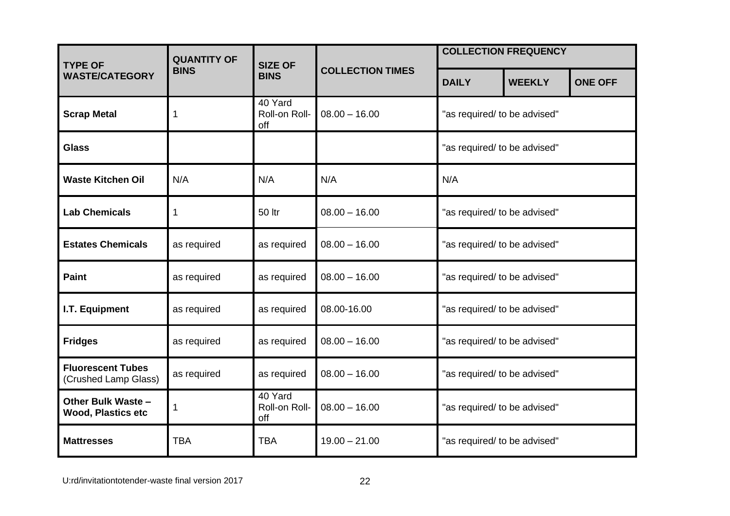| TYPE OF WASTE/CATEGORY | QUANTITY OF BINS | SIZE OF BINS | COLLECTION TIMES | COLLECTION FREQUENCY | | |
|---|---|---|---|---|---|---|
| | | | | DAILY | WEEKLY | ONE OFF |
| **Scrap Metal** | 1 | 40 Yard Roll-on Roll-off | 08.00 – 16.00 | "as required/ to be advised" | | |
| **Glass** | | | | "as required/ to be advised" | | |
| **Waste Kitchen Oil** | N/A | N/A | N/A | N/A | | |
| **Lab Chemicals** | 1 | 50 ltr | 08.00 – 16.00 | "as required/ to be advised" | | |
| **Estates Chemicals** | as required | as required | 08.00 – 16.00 | "as required/ to be advised" | | |
| **Paint** | as required | as required | 08.00 – 16.00 | "as required/ to be advised" | | |
| **I.T. Equipment** | as required | as required | 08.00-16.00 | "as required/ to be advised" | | |
| **Fridges** | as required | as required | 08.00 – 16.00 | "as required/ to be advised" | | |
| **Fluorescent Tubes** (Crushed Lamp Glass) | as required | as required | 08.00 – 16.00 | "as required/ to be advised" | | |
| **Other Bulk Waste – Wood, Plastics etc** | 1 | 40 Yard Roll-on Roll-off | 08.00 – 16.00 | "as required/ to be advised" | | |
| **Mattresses** | TBA | TBA | 19.00 – 21.00 | "as required/ to be advised" | | |

U:rd/invitationtotender-waste final version 2017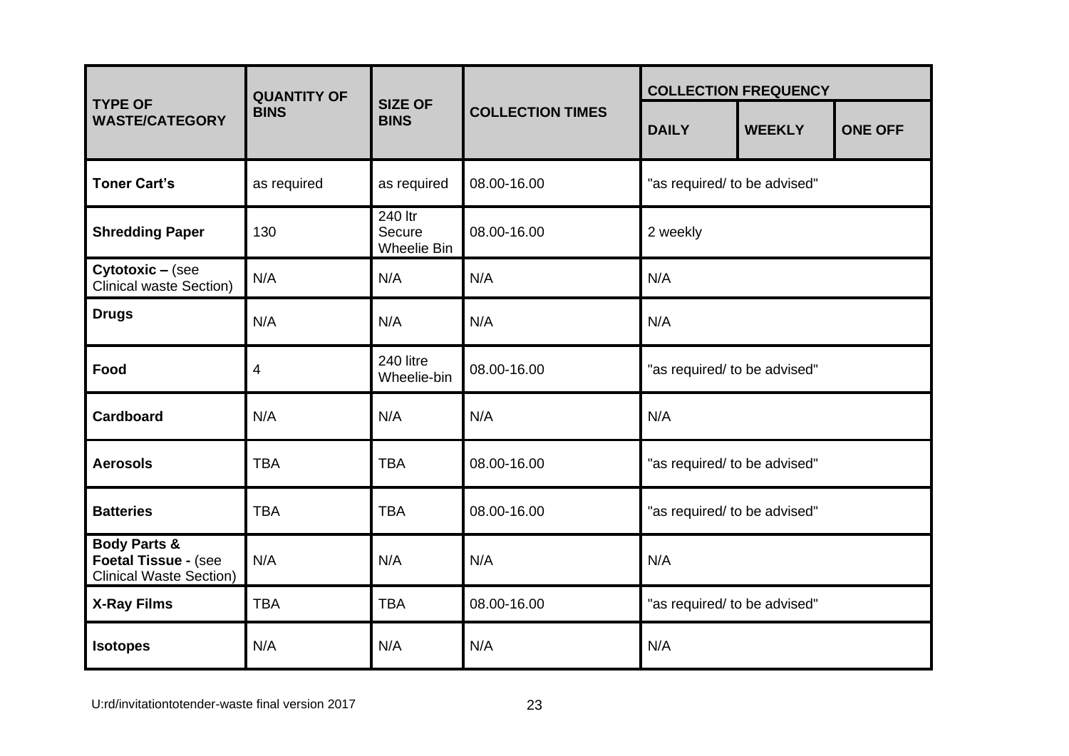| **TYPE OF WASTE/CATEGORY** | **QUANTITY OF BINS** | **SIZE OF BINS** | **COLLECTION TIMES** | **COLLECTION FREQUENCY** | | |
|---|---|---|---|---|---|---|
| | | | | **DAILY** | **WEEKLY** | **ONE OFF** |
| **Toner Cart's** | as required | as required | 08.00-16.00 | "as required/ to be advised" | | |
| **Shredding Paper** | 130 | 240 ltr Secure Wheelie Bin | 08.00-16.00 | 2 weekly | | |
| **Cytotoxic –** (see Clinical waste Section) | N/A | N/A | N/A | N/A | | |
| **Drugs** | N/A | N/A | N/A | N/A | | |
| **Food** | 4 | 240 litre Wheelie-bin | 08.00-16.00 | "as required/ to be advised" | | |
| **Cardboard** | N/A | N/A | N/A | N/A | | |
| **Aerosols** | TBA | TBA | 08.00-16.00 | "as required/ to be advised" | | |
| **Batteries** | TBA | TBA | 08.00-16.00 | "as required/ to be advised" | | |
| **Body Parts & Foetal Tissue -** (see Clinical Waste Section) | N/A | N/A | N/A | N/A | | |
| **X-Ray Films** | TBA | TBA | 08.00-16.00 | "as required/ to be advised" | | |
| **Isotopes** | N/A | N/A | N/A | N/A | | |

U:rd/invitationtotender-waste final version 2017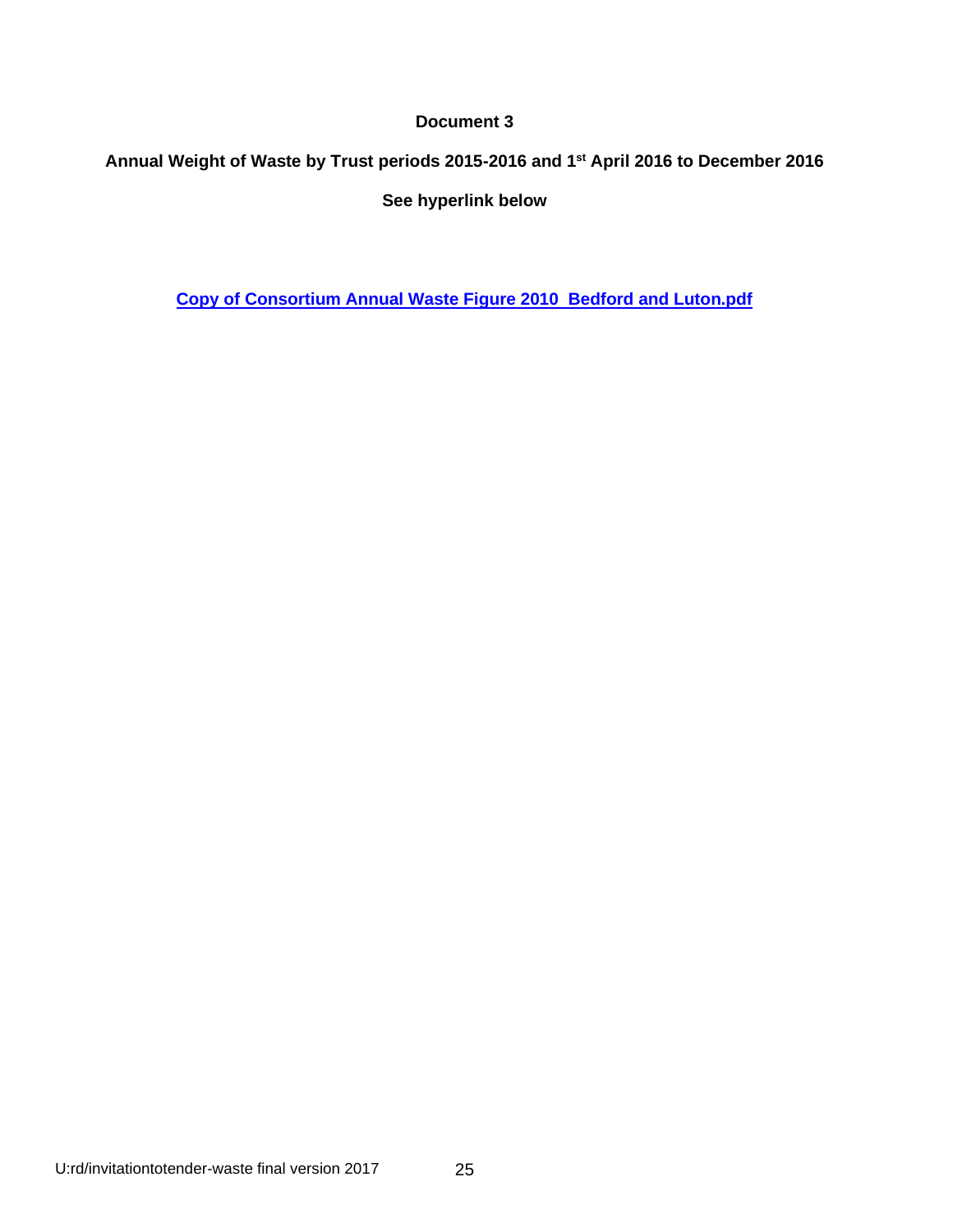**Document 3**

**Annual Weight of Waste by Trust periods 2015-2016 and 1st April 2016 to December 2016**

**See hyperlink below**

**Copy of Consortium Annual Waste Figure 2010  Bedford and Luton.pdf**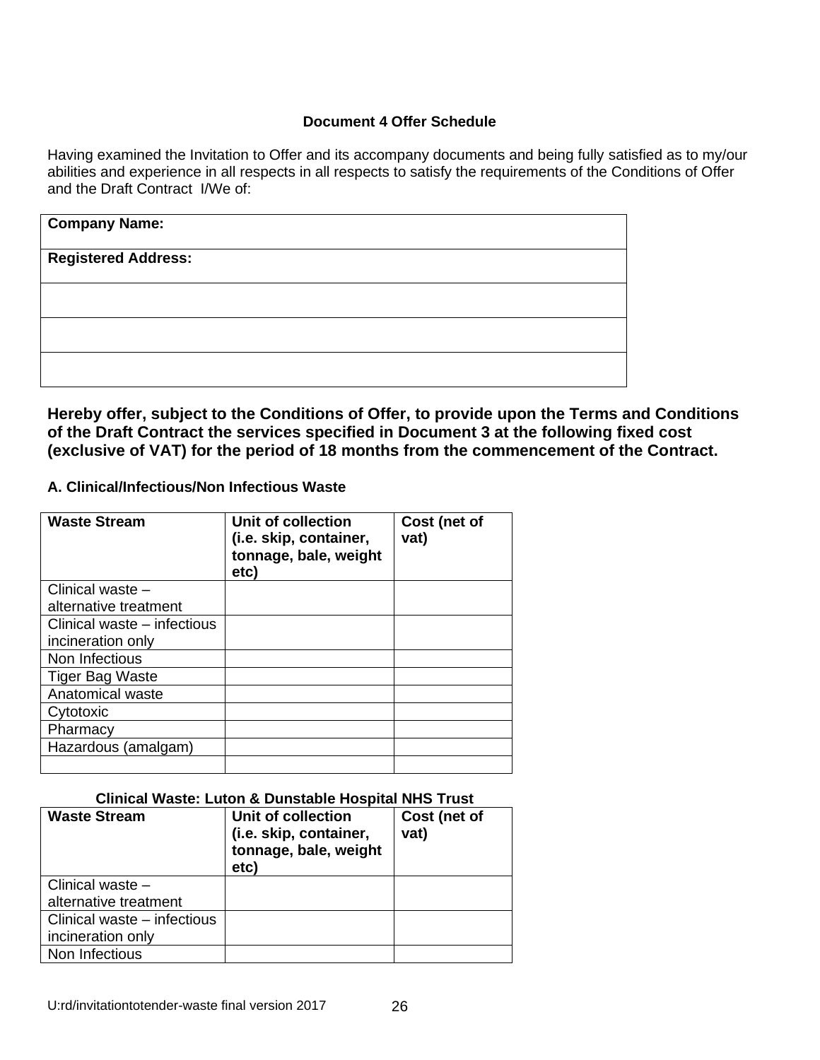**Document 4 Offer Schedule**

Having examined the Invitation to Offer and its accompany documents and being fully satisfied as to my/our abilities and experience in all respects in all respects to satisfy the requirements of the Conditions of Offer and the Draft Contract I/We of:

| **Company Name:** |
| --- |
| **Registered Address:** |
| |
| |
| |

**Hereby offer, subject to the Conditions of Offer, to provide upon the Terms and Conditions of the Draft Contract the services specified in Document 3 at the following fixed cost (exclusive of VAT) for the period of 18 months from the commencement of the Contract.**

**A. Clinical/Infectious/Non Infectious Waste**

| **Waste Stream** | **Unit of collection (i.e. skip, container, tonnage, bale, weight etc)** | **Cost (net of vat)** |
| --- | --- | --- |
| Clinical waste – alternative treatment | | |
| Clinical waste – infectious incineration only | | |
| Non Infectious | | |
| Tiger Bag Waste | | |
| Anatomical waste | | |
| Cytotoxic | | |
| Pharmacy | | |
| Hazardous (amalgam) | | |
| | | |

**Clinical Waste: Luton & Dunstable Hospital NHS Trust**

| **Waste Stream** | **Unit of collection (i.e. skip, container, tonnage, bale, weight etc)** | **Cost (net of vat)** |
| --- | --- | --- |
| Clinical waste – alternative treatment | | |
| Clinical waste – infectious incineration only | | |
| Non Infectious | | |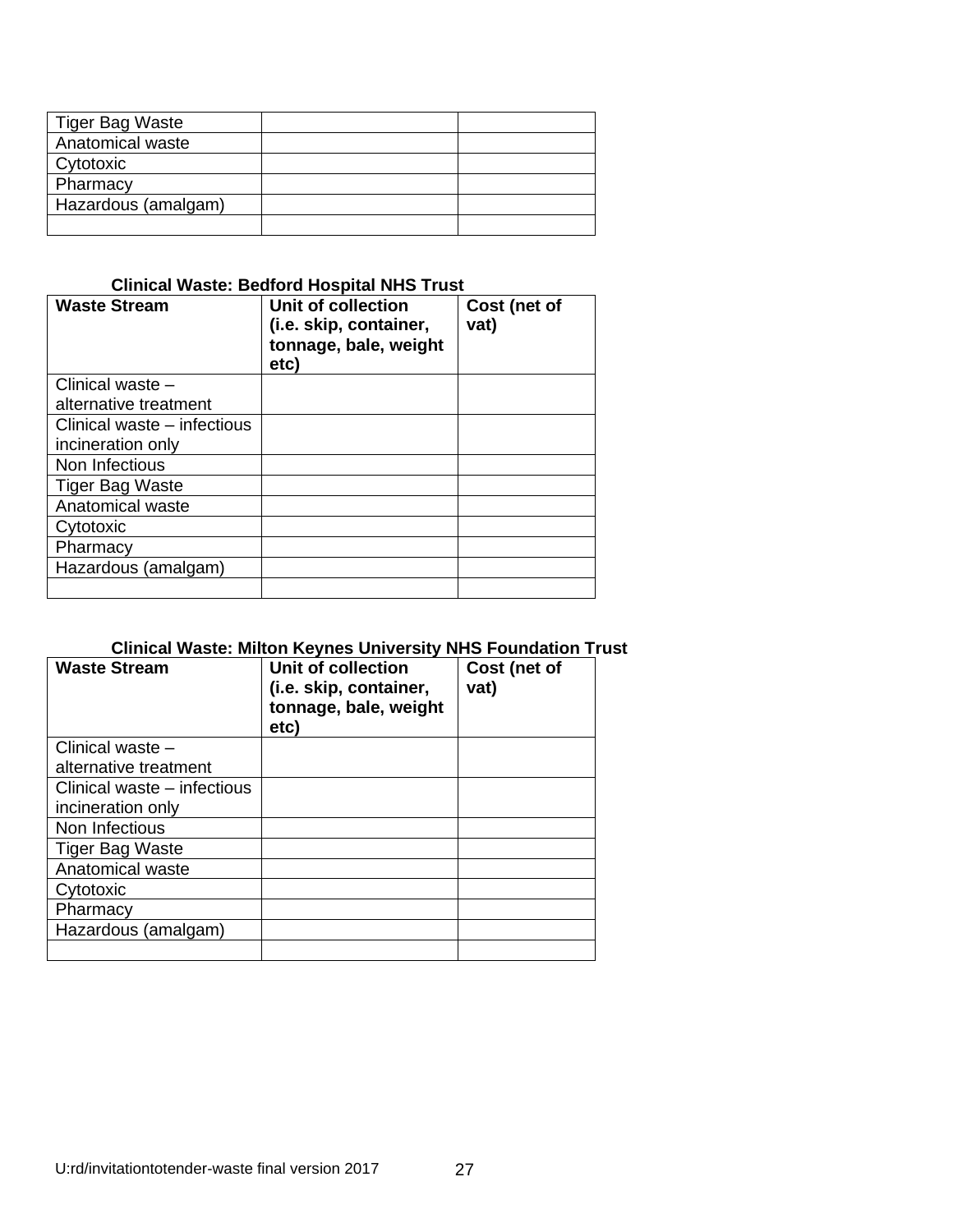| Tiger Bag Waste | | |
|---|---|---|
| Anatomical waste | | |
| Cytotoxic | | |
| Pharmacy | | |
| Hazardous (amalgam) | | |
| | | |

**Clinical Waste: Bedford Hospital NHS Trust**

| Waste Stream | Unit of collection (i.e. skip, container, tonnage, bale, weight etc) | Cost (net of vat) |
|---|---|---|
| Clinical waste – alternative treatment | | |
| Clinical waste – infectious incineration only | | |
| Non Infectious | | |
| Tiger Bag Waste | | |
| Anatomical waste | | |
| Cytotoxic | | |
| Pharmacy | | |
| Hazardous (amalgam) | | |
| | | |

**Clinical Waste: Milton Keynes University NHS Foundation Trust**

| Waste Stream | Unit of collection (i.e. skip, container, tonnage, bale, weight etc) | Cost (net of vat) |
|---|---|---|
| Clinical waste – alternative treatment | | |
| Clinical waste – infectious incineration only | | |
| Non Infectious | | |
| Tiger Bag Waste | | |
| Anatomical waste | | |
| Cytotoxic | | |
| Pharmacy | | |
| Hazardous (amalgam) | | |
| | | |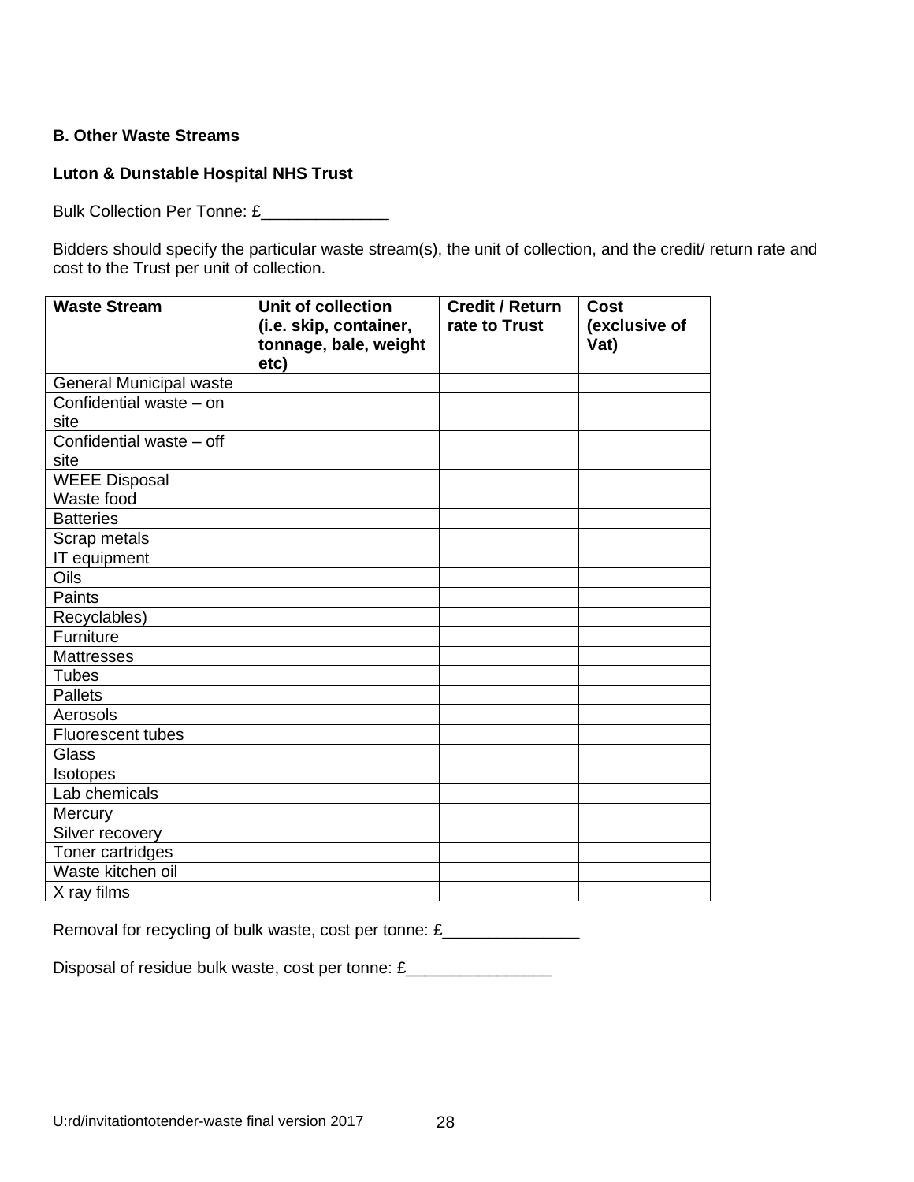**B. Other Waste Streams**

**Luton & Dunstable Hospital NHS Trust**

Bulk Collection Per Tonne: £______________

Bidders should specify the particular waste stream(s), the unit of collection, and the credit/ return rate and cost to the Trust per unit of collection.

| Waste Stream | Unit of collection (i.e. skip, container, tonnage, bale, weight etc) | Credit / Return rate to Trust | Cost (exclusive of Vat) |
|---|---|---|---|
| General Municipal waste | | | |
| Confidential waste – on site | | | |
| Confidential waste – off site | | | |
| WEEE Disposal | | | |
| Waste food | | | |
| Batteries | | | |
| Scrap metals | | | |
| IT equipment | | | |
| Oils | | | |
| Paints | | | |
| Recyclables) | | | |
| Furniture | | | |
| Mattresses | | | |
| Tubes | | | |
| Pallets | | | |
| Aerosols | | | |
| Fluorescent tubes | | | |
| Glass | | | |
| Isotopes | | | |
| Lab chemicals | | | |
| Mercury | | | |
| Silver recovery | | | |
| Toner cartridges | | | |
| Waste kitchen oil | | | |
| X ray films | | | |

Removal for recycling of bulk waste, cost per tonne: £_______________

Disposal of residue bulk waste, cost per tonne: £________________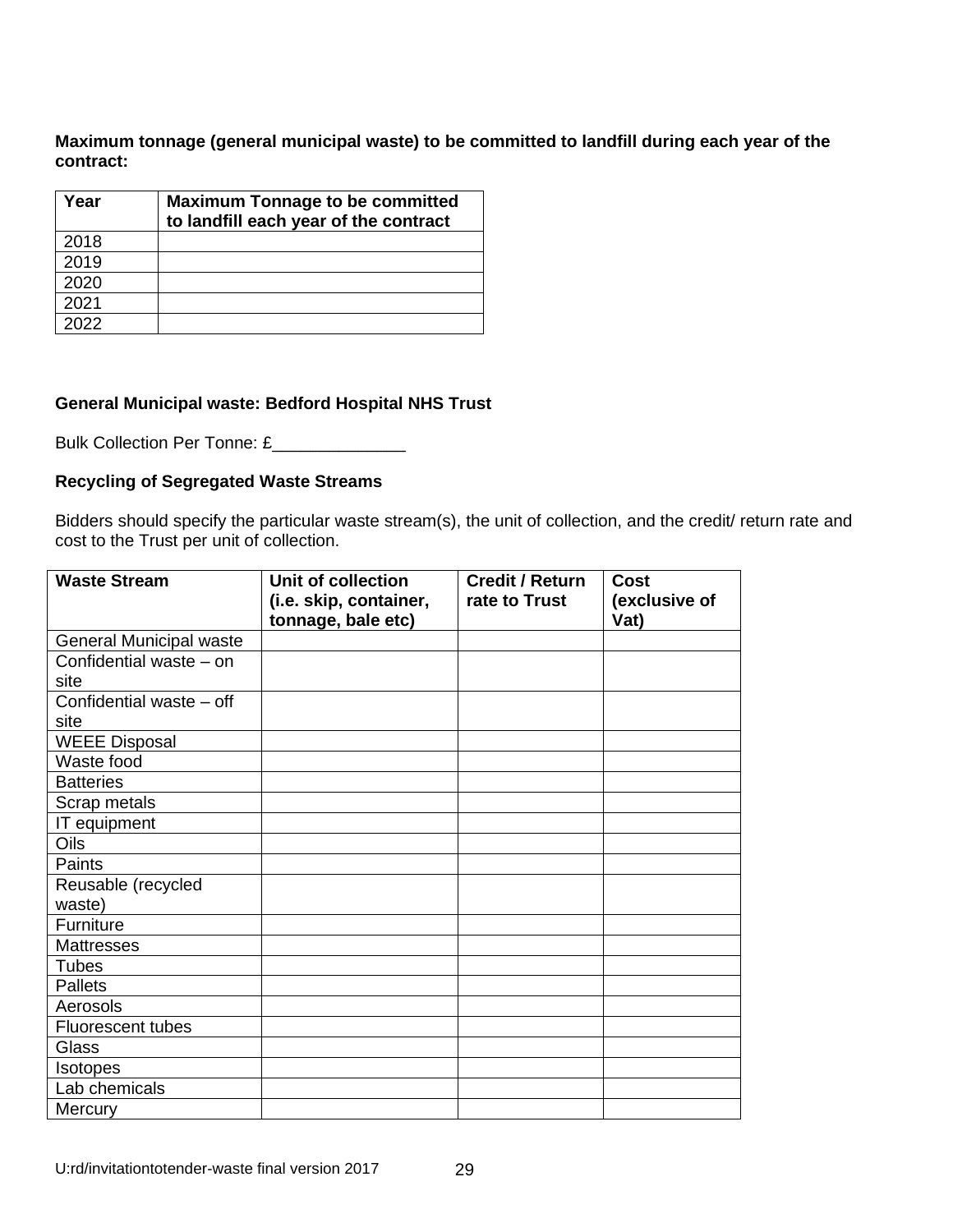**Maximum tonnage (general municipal waste) to be committed to landfill during each year of the contract:**

| Year | Maximum Tonnage to be committed to landfill each year of the contract |
|---|---|
| 2018 | |
| 2019 | |
| 2020 | |
| 2021 | |
| 2022 | |

**General Municipal waste: Bedford Hospital NHS Trust**

Bulk Collection Per Tonne: £______________

**Recycling of Segregated Waste Streams**

Bidders should specify the particular waste stream(s), the unit of collection, and the credit/ return rate and cost to the Trust per unit of collection.

| Waste Stream | Unit of collection (i.e. skip, container, tonnage, bale etc) | Credit / Return rate to Trust | Cost (exclusive of Vat) |
|---|---|---|---|
| General Municipal waste | | | |
| Confidential waste – on site | | | |
| Confidential waste – off site | | | |
| WEEE Disposal | | | |
| Waste food | | | |
| Batteries | | | |
| Scrap metals | | | |
| IT equipment | | | |
| Oils | | | |
| Paints | | | |
| Reusable (recycled waste) | | | |
| Furniture | | | |
| Mattresses | | | |
| Tubes | | | |
| Pallets | | | |
| Aerosols | | | |
| Fluorescent tubes | | | |
| Glass | | | |
| Isotopes | | | |
| Lab chemicals | | | |
| Mercury | | | |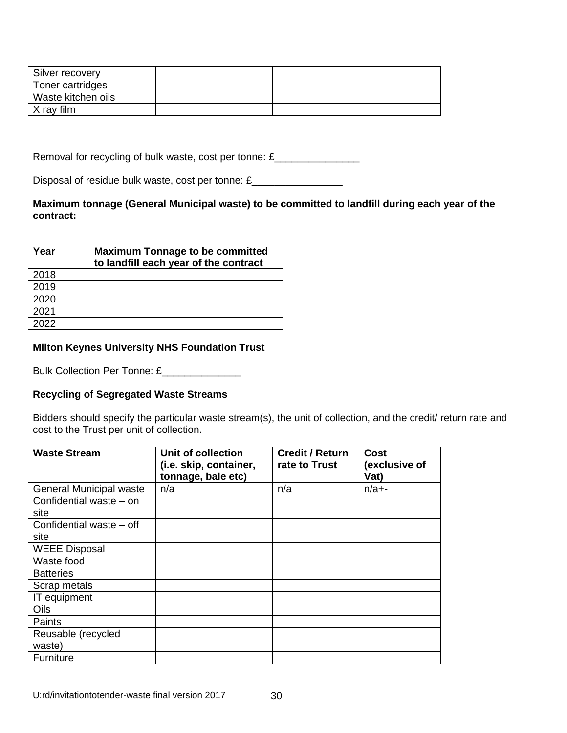| Silver recovery | | | |
|---|---|---|---|
| Toner cartridges | | | |
| Waste kitchen oils | | | |
| X ray film | | | |

Removal for recycling of bulk waste, cost per tonne: £_______________

Disposal of residue bulk waste, cost per tonne: £________________

**Maximum tonnage (General Municipal waste) to be committed to landfill during each year of the contract:**

| Year | Maximum Tonnage to be committed to landfill each year of the contract |
|---|---|
| 2018 | |
| 2019 | |
| 2020 | |
| 2021 | |
| 2022 | |

**Milton Keynes University NHS Foundation Trust**

Bulk Collection Per Tonne: £______________

**Recycling of Segregated Waste Streams**

Bidders should specify the particular waste stream(s), the unit of collection, and the credit/ return rate and cost to the Trust per unit of collection.

| Waste Stream | Unit of collection (i.e. skip, container, tonnage, bale etc) | Credit / Return rate to Trust | Cost (exclusive of Vat) |
|---|---|---|---|
| General Municipal waste | n/a | n/a | n/a+- |
| Confidential waste – on site | | | |
| Confidential waste – off site | | | |
| WEEE Disposal | | | |
| Waste food | | | |
| Batteries | | | |
| Scrap metals | | | |
| IT equipment | | | |
| Oils | | | |
| Paints | | | |
| Reusable (recycled waste) | | | |
| Furniture | | | |

U:rd/invitationtotender-waste final version 2017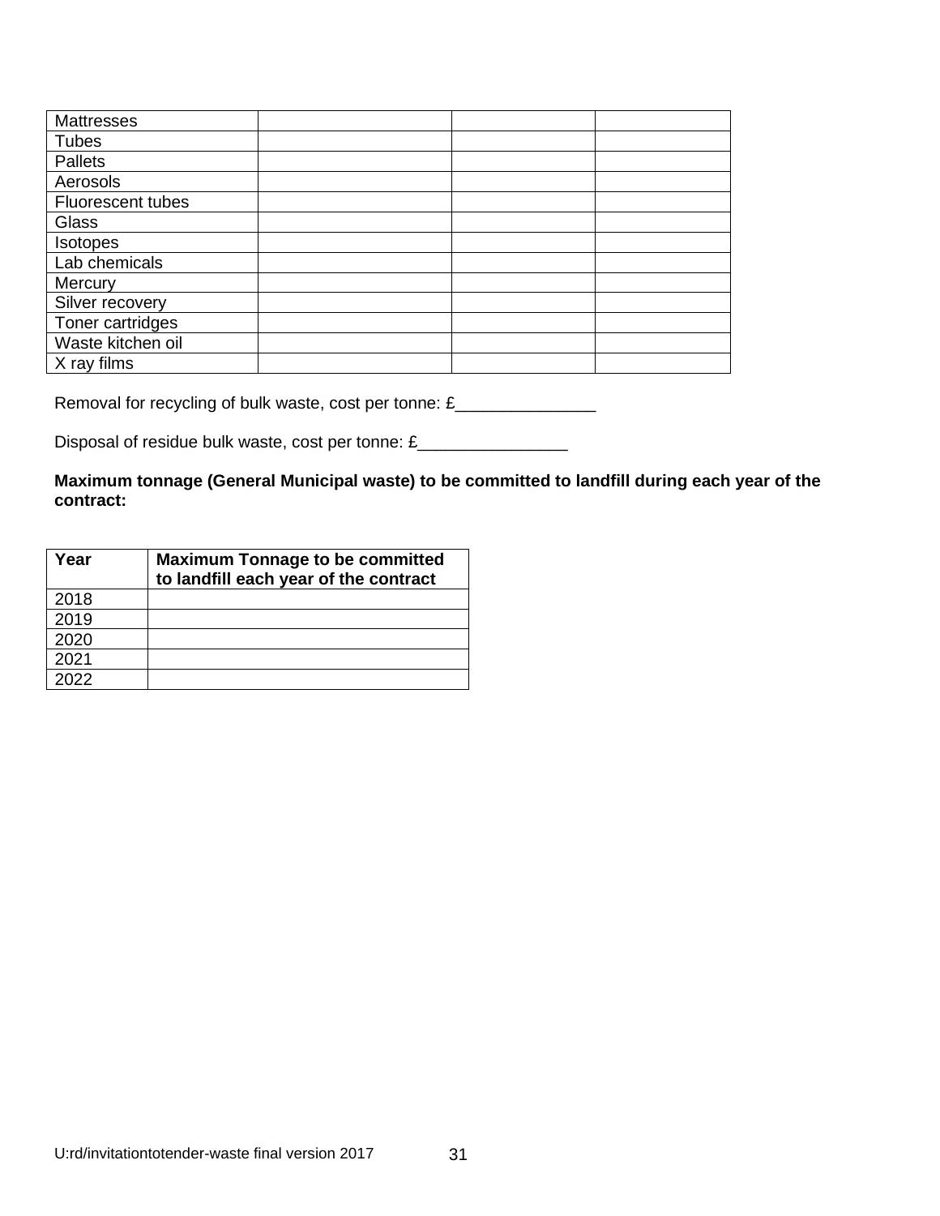| | | | |
|---|---|---|---|
| Mattresses | | | |
| Tubes | | | |
| Pallets | | | |
| Aerosols | | | |
| Fluorescent tubes | | | |
| Glass | | | |
| Isotopes | | | |
| Lab chemicals | | | |
| Mercury | | | |
| Silver recovery | | | |
| Toner cartridges | | | |
| Waste kitchen oil | | | |
| X ray films | | | |

Removal for recycling of bulk waste, cost per tonne: £_______________

Disposal of residue bulk waste, cost per tonne: £________________

**Maximum tonnage (General Municipal waste) to be committed to landfill during each year of the contract:**

| **Year** | **Maximum Tonnage to be committed to landfill each year of the contract** |
|---|---|
| 2018 | |
| 2019 | |
| 2020 | |
| 2021 | |
| 2022 | |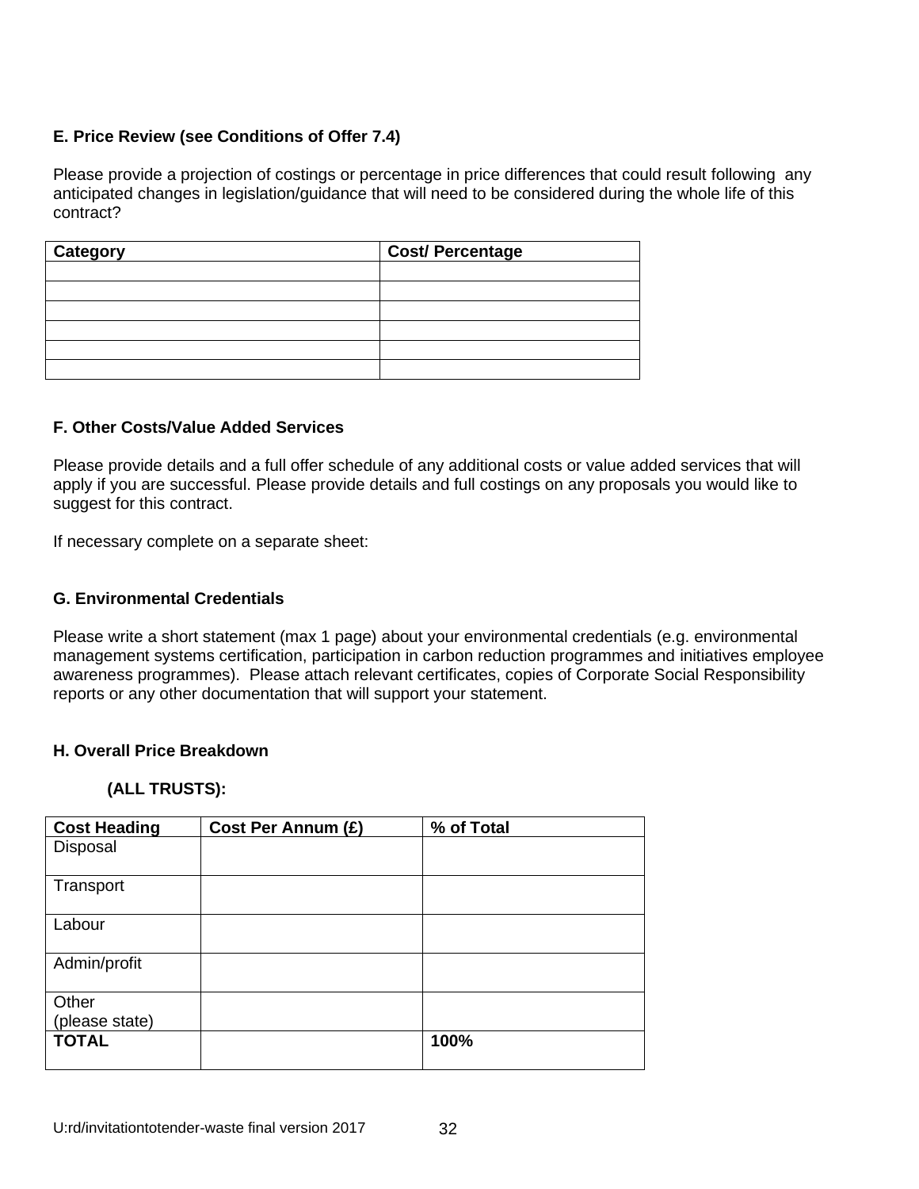**E. Price Review (see Conditions of Offer 7.4)**

Please provide a projection of costings or percentage in price differences that could result following any anticipated changes in legislation/guidance that will need to be considered during the whole life of this contract?

| Category | Cost/ Percentage |
|---|---|
| | |
| | |
| | |
| | |
| | |
| | |

**F. Other Costs/Value Added Services**

Please provide details and a full offer schedule of any additional costs or value added services that will apply if you are successful. Please provide details and full costings on any proposals you would like to suggest for this contract.

If necessary complete on a separate sheet:

**G. Environmental Credentials**

Please write a short statement (max 1 page) about your environmental credentials (e.g. environmental management systems certification, participation in carbon reduction programmes and initiatives employee awareness programmes). Please attach relevant certificates, copies of Corporate Social Responsibility reports or any other documentation that will support your statement.

**H. Overall Price Breakdown**

**(ALL TRUSTS):**

| Cost Heading | Cost Per Annum (£) | % of Total |
|---|---|---|
| Disposal | | |
| Transport | | |
| Labour | | |
| Admin/profit | | |
| Other (please state) | | |
| **TOTAL** | | **100%** |

U:rd/invitationtotender-waste final version 2017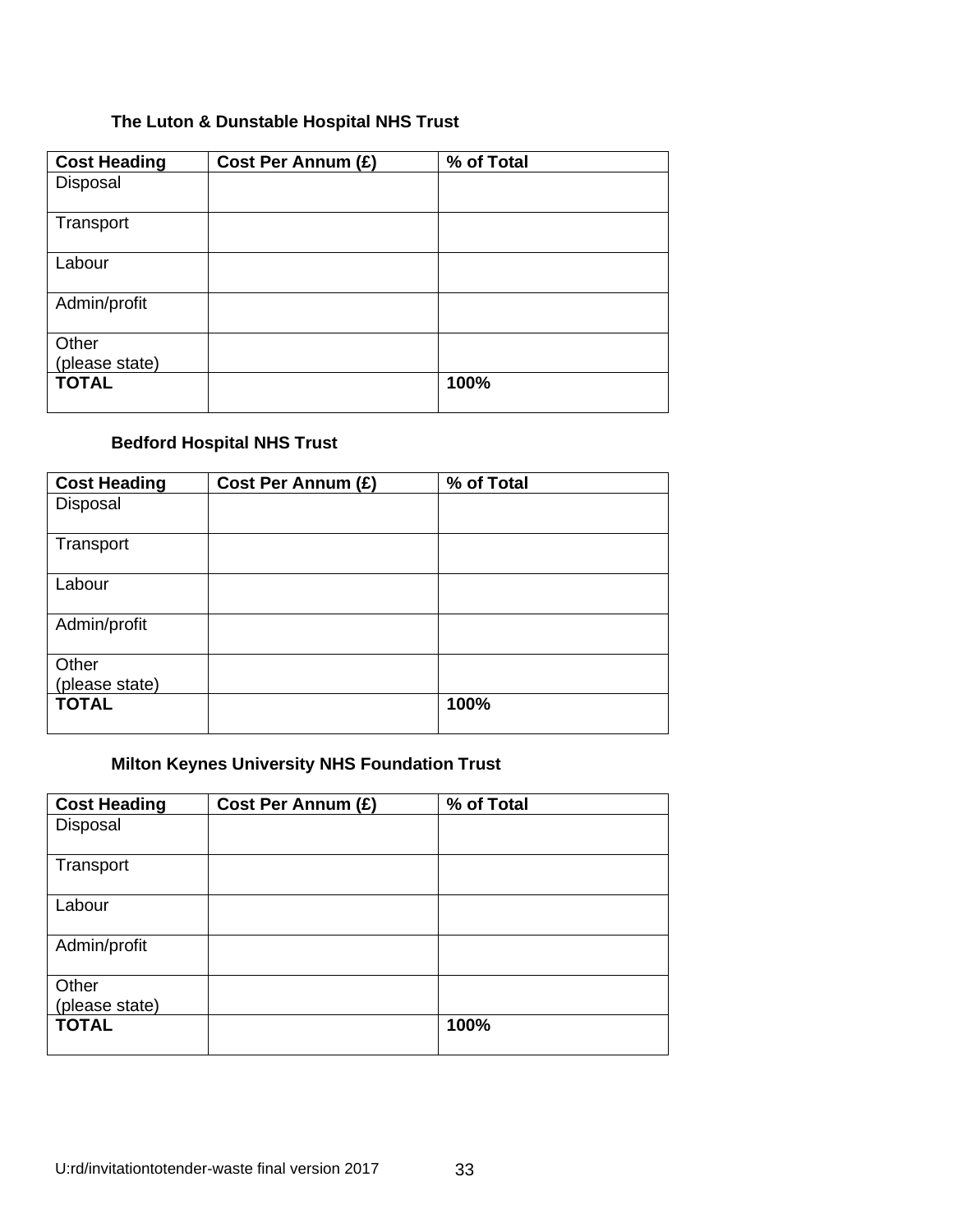**The Luton & Dunstable Hospital NHS Trust**

| Cost Heading | Cost Per Annum (£) | % of Total |
|---|---|---|
| Disposal | | |
| Transport | | |
| Labour | | |
| Admin/profit | | |
| Other (please state) | | |
| **TOTAL** | | **100%** |

**Bedford Hospital NHS Trust**

| Cost Heading | Cost Per Annum (£) | % of Total |
|---|---|---|
| Disposal | | |
| Transport | | |
| Labour | | |
| Admin/profit | | |
| Other (please state) | | |
| **TOTAL** | | **100%** |

**Milton Keynes University NHS Foundation Trust**

| Cost Heading | Cost Per Annum (£) | % of Total |
|---|---|---|
| Disposal | | |
| Transport | | |
| Labour | | |
| Admin/profit | | |
| Other (please state) | | |
| **TOTAL** | | **100%** |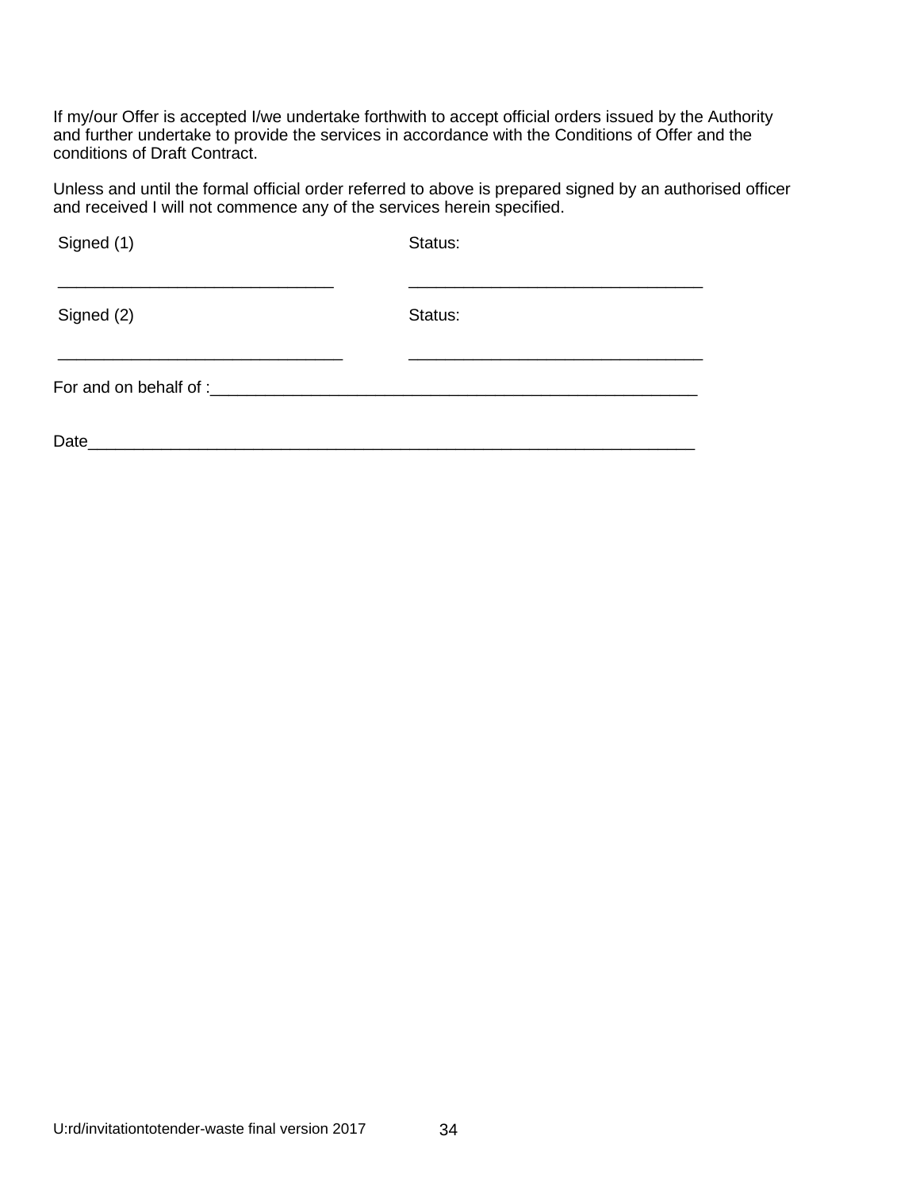If my/our Offer is accepted I/we undertake forthwith to accept official orders issued by the Authority and further undertake to provide the services in accordance with the Conditions of Offer and the conditions of Draft Contract.

Unless and until the formal official order referred to above is prepared signed by an authorised officer and received I will not commence any of the services herein specified.

| Signed (1) | Status: |
|---|---|
| ______________________________ | ________________________________ |
| Signed (2) | Status: |
| _______________________________ | ________________________________ |

For and on behalf of :_______________________________________________________

Date_____________________________________________________________________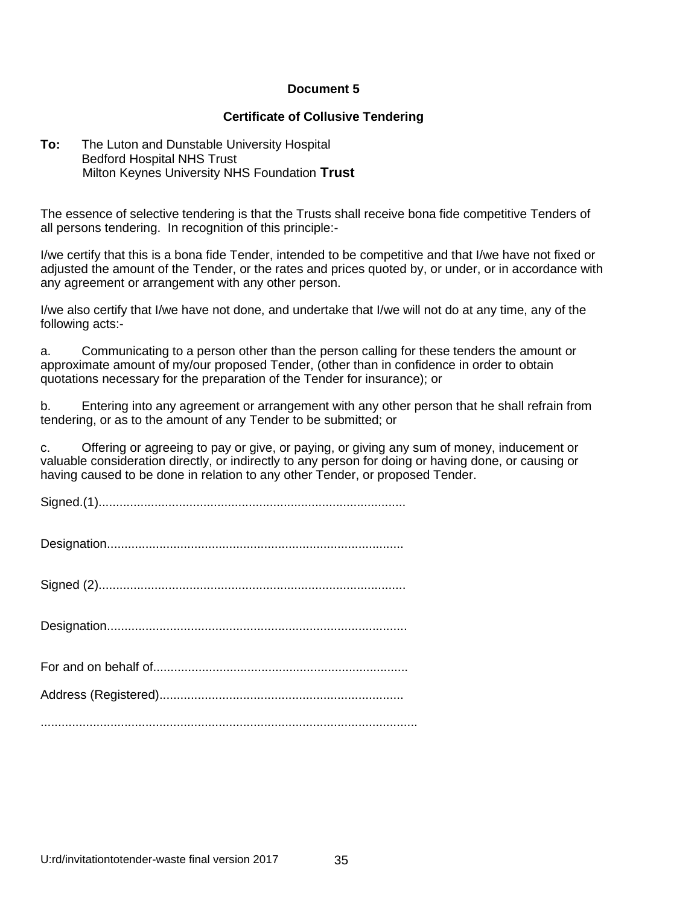**Document 5**

**Certificate of Collusive Tendering**

**To:** The Luton and Dunstable University Hospital
Bedford Hospital NHS Trust
Milton Keynes University NHS Foundation **Trust**

The essence of selective tendering is that the Trusts shall receive bona fide competitive Tenders of all persons tendering. In recognition of this principle:-

I/we certify that this is a bona fide Tender, intended to be competitive and that I/we have not fixed or adjusted the amount of the Tender, or the rates and prices quoted by, or under, or in accordance with any agreement or arrangement with any other person.

I/we also certify that I/we have not done, and undertake that I/we will not do at any time, any of the following acts:-

a. Communicating to a person other than the person calling for these tenders the amount or approximate amount of my/our proposed Tender, (other than in confidence in order to obtain quotations necessary for the preparation of the Tender for insurance); or

b. Entering into any agreement or arrangement with any other person that he shall refrain from tendering, or as to the amount of any Tender to be submitted; or

c. Offering or agreeing to pay or give, or paying, or giving any sum of money, inducement or valuable consideration directly, or indirectly to any person for doing or having done, or causing or having caused to be done in relation to any other Tender, or proposed Tender.

Signed.(1)........................................................................................

Designation....................................................................................

Signed (2).......................................................................................

Designation.....................................................................................

For and on behalf of........................................................................

Address (Registered).....................................................................

............................................................................................................

U:rd/invitationtotender-waste final version 2017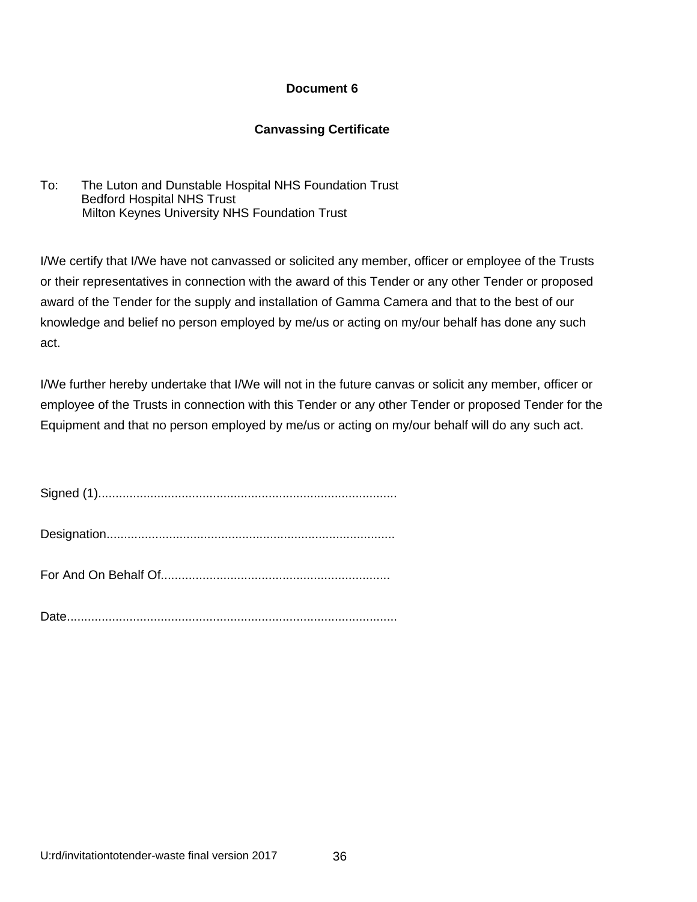**Document 6**

**Canvassing Certificate**

To: The Luton and Dunstable Hospital NHS Foundation Trust
Bedford Hospital NHS Trust
Milton Keynes University NHS Foundation Trust

I/We certify that I/We have not canvassed or solicited any member, officer or employee of the Trusts or their representatives in connection with the award of this Tender or any other Tender or proposed award of the Tender for the supply and installation of Gamma Camera and that to the best of our knowledge and belief no person employed by me/us or acting on my/our behalf has done any such act.

I/We further hereby undertake that I/We will not in the future canvas or solicit any member, officer or employee of the Trusts in connection with this Tender or any other Tender or proposed Tender for the Equipment and that no person employed by me/us or acting on my/our behalf will do any such act.

Signed (1).....................................................................................

Designation..................................................................................

For And On Behalf Of.................................................................

Date...............................................................................................

U:rd/invitationtotender-waste final version 2017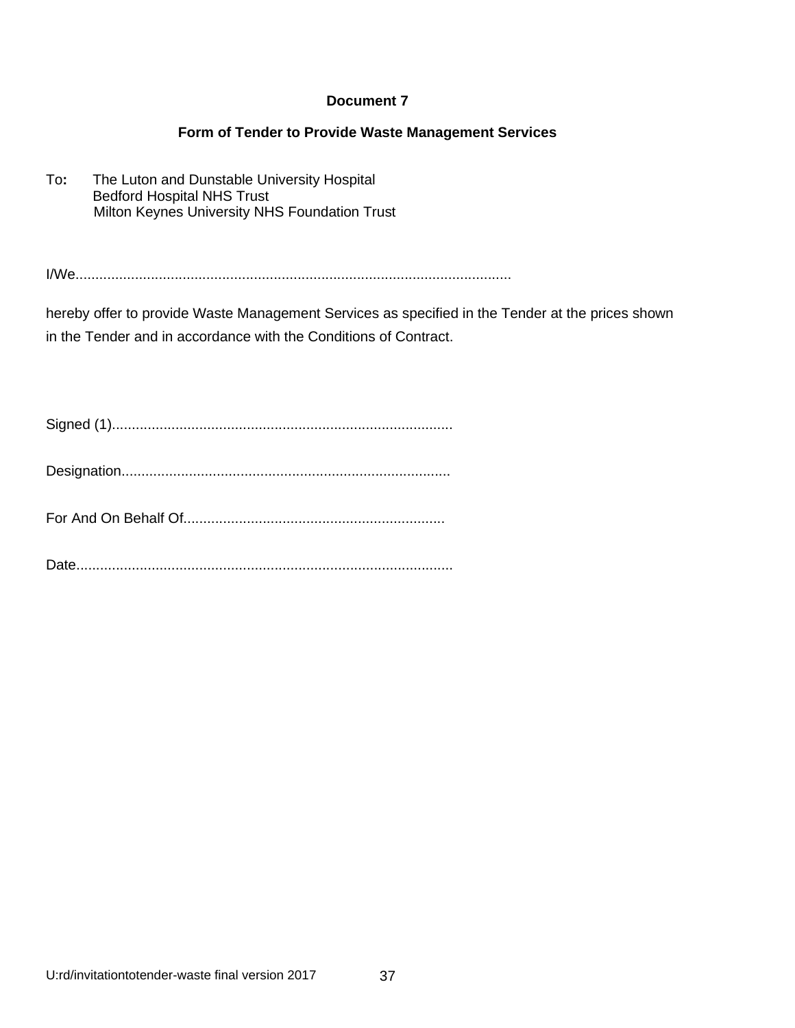**Document 7**

**Form of Tender to Provide Waste Management Services**

To**:** The Luton and Dunstable University Hospital
Bedford Hospital NHS Trust
Milton Keynes University NHS Foundation Trust

I/We............................................................................................................

hereby offer to provide Waste Management Services as specified in the Tender at the prices shown in the Tender and in accordance with the Conditions of Contract.

Signed (1).....................................................................................

Designation.................................................................................

For And On Behalf Of.................................................................

Date.............................................................................................

U:rd/invitationtotender-waste final version 2017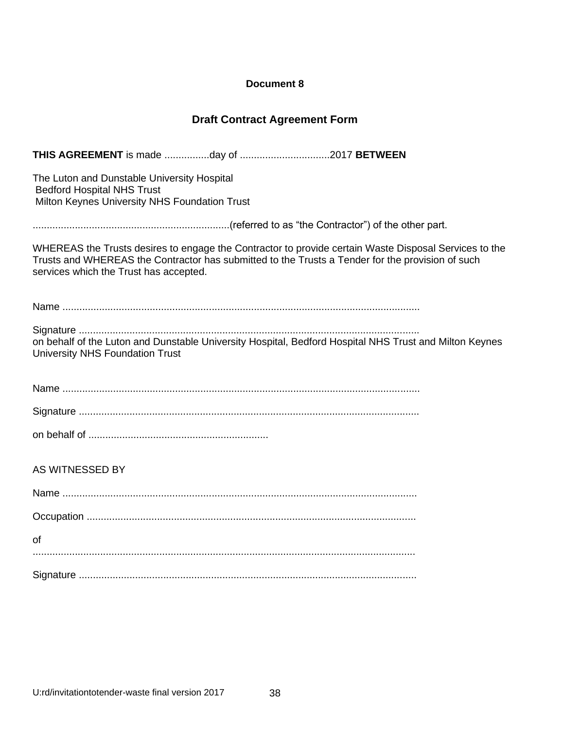**Document 8**

## Draft Contract Agreement Form

**THIS AGREEMENT** is made ................day of ................................2017 **BETWEEN**

The Luton and Dunstable University Hospital
Bedford Hospital NHS Trust
Milton Keynes University NHS Foundation Trust

......................................................................(referred to as “the Contractor”) of the other part.

WHEREAS the Trusts desires to engage the Contractor to provide certain Waste Disposal Services to the Trusts and WHEREAS the Contractor has submitted to the Trusts a Tender for the provision of such services which the Trust has accepted.

Name ..............................................................................................................................

Signature .........................................................................................................................
on behalf of the Luton and Dunstable University Hospital, Bedford Hospital NHS Trust and Milton Keynes University NHS Foundation Trust

Name ..............................................................................................................................

Signature .........................................................................................................................

on behalf of ................................................................

AS WITNESSED BY

Name ..............................................................................................................................

Occupation ....................................................................................................................

of
.......................................................................................................................................

Signature ........................................................................................................................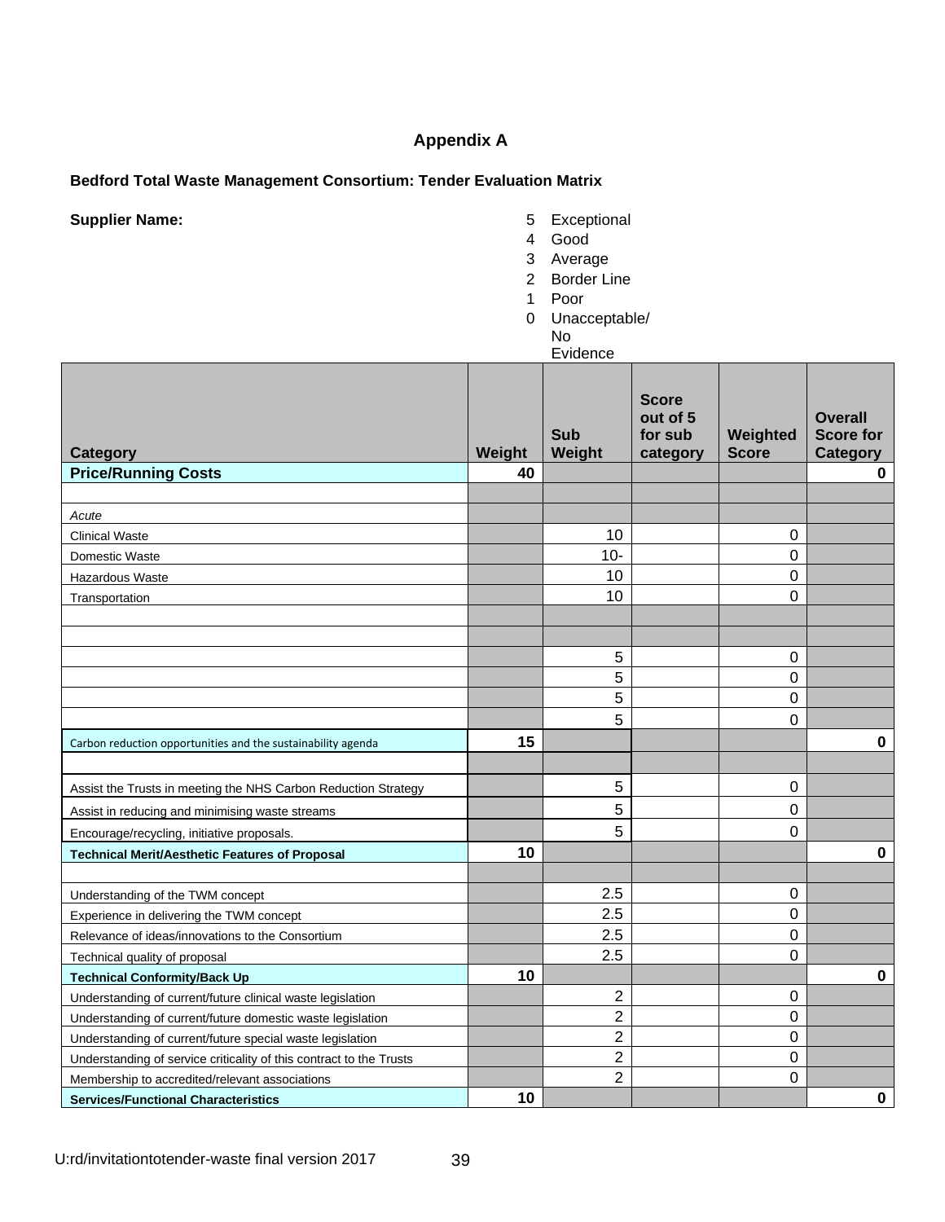## Appendix A

**Bedford Total Waste Management Consortium: Tender Evaluation Matrix**

**Supplier Name:**

5 Exceptional
4 Good
3 Average
2 Border Line
1 Poor
0 Unacceptable/ No Evidence

| Category | Weight | Sub Weight | Score out of 5 for sub category | Weighted Score | Overall Score for Category |
|---|---|---|---|---|---|
| **Price/Running Costs** | 40 | | | | 0 |
| | | | | | |
| *Acute* | | | | | |
| Clinical Waste | | 10 | | 0 | |
| Domestic Waste | | 10- | | 0 | |
| Hazardous Waste | | 10 | | 0 | |
| Transportation | | 10 | | 0 | |
| | | | | | |
| | | | | | |
| | | 5 | | 0 | |
| | | 5 | | 0 | |
| | | 5 | | 0 | |
| | | 5 | | 0 | |
| Carbon reduction opportunities and the sustainability agenda | 15 | | | | 0 |
| | | | | | |
| Assist the Trusts in meeting the NHS Carbon Reduction Strategy | | 5 | | 0 | |
| Assist in reducing and minimising waste streams | | 5 | | 0 | |
| Encourage/recycling, initiative proposals. | | 5 | | 0 | |
| **Technical Merit/Aesthetic Features of Proposal** | 10 | | | | 0 |
| | | | | | |
| Understanding of the TWM concept | | 2.5 | | 0 | |
| Experience in delivering the TWM concept | | 2.5 | | 0 | |
| Relevance of ideas/innovations to the Consortium | | 2.5 | | 0 | |
| Technical quality of proposal | | 2.5 | | 0 | |
| **Technical Conformity/Back Up** | 10 | | | | 0 |
| Understanding of current/future clinical waste legislation | | 2 | | 0 | |
| Understanding of current/future domestic waste legislation | | 2 | | 0 | |
| Understanding of current/future special waste legislation | | 2 | | 0 | |
| Understanding of service criticality of this contract to the Trusts | | 2 | | 0 | |
| Membership to accredited/relevant associations | | 2 | | 0 | |
| **Services/Functional Characteristics** | 10 | | | | 0 |

U:rd/invitationtotender-waste final version 2017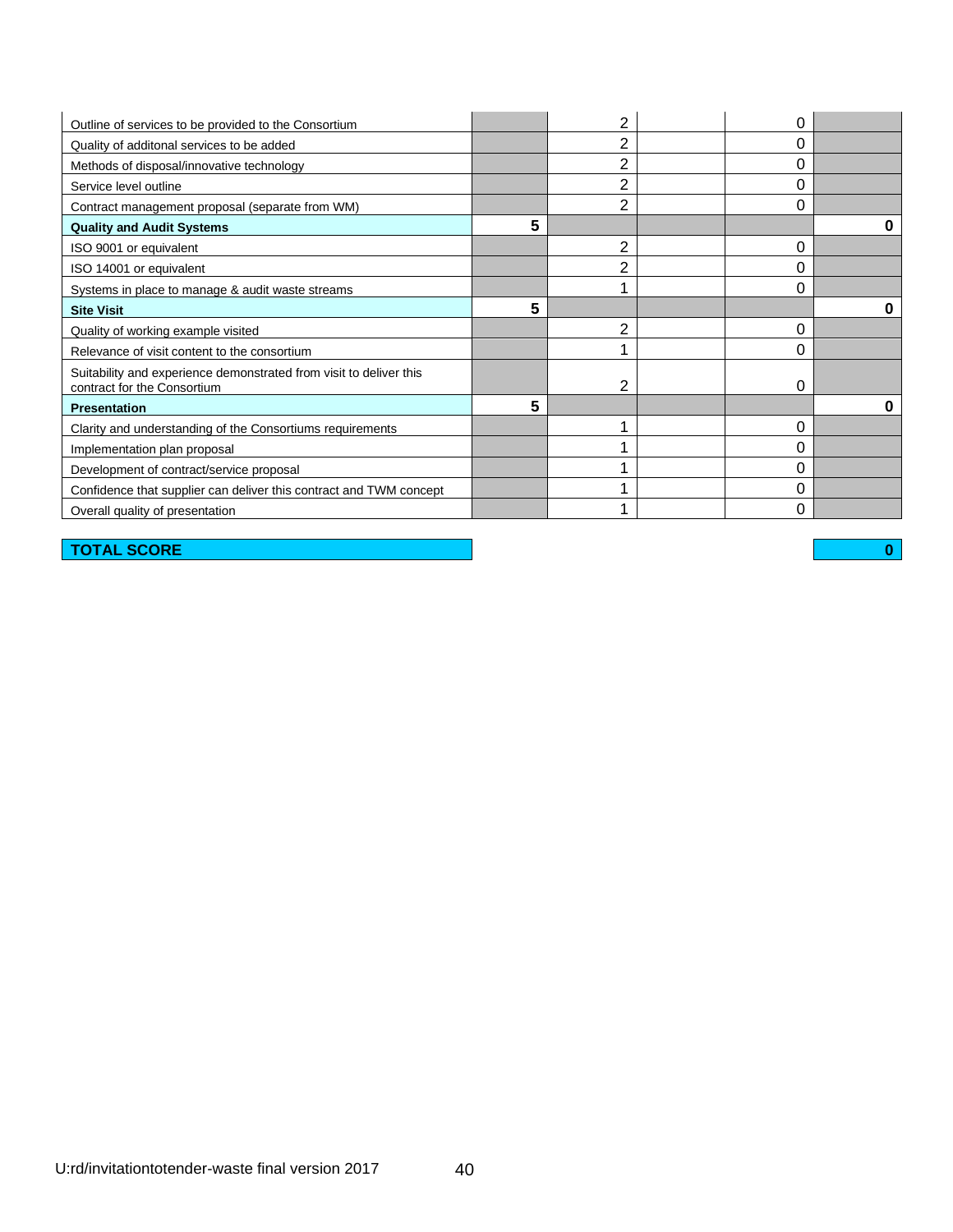| | | | | | |
|---|---|---|---|---|---|
| Outline of services to be provided to the Consortium | | 2 | | 0 | |
| Quality of additonal services to be added | | 2 | | 0 | |
| Methods of disposal/innovative technology | | 2 | | 0 | |
| Service level outline | | 2 | | 0 | |
| Contract management proposal (separate from WM) | | 2 | | 0 | |
| **Quality and Audit Systems** | **5** | | | | **0** |
| ISO 9001 or equivalent | | 2 | | 0 | |
| ISO 14001 or equivalent | | 2 | | 0 | |
| Systems in place to manage & audit waste streams | | 1 | | 0 | |
| **Site Visit** | **5** | | | | **0** |
| Quality of working example visited | | 2 | | 0 | |
| Relevance of visit content to the consortium | | 1 | | 0 | |
| Suitability and experience demonstrated from visit to deliver this contract for the Consortium | | 2 | | 0 | |
| **Presentation** | **5** | | | | **0** |
| Clarity and understanding of the Consortiums requirements | | 1 | | 0 | |
| Implementation plan proposal | | 1 | | 0 | |
| Development of contract/service proposal | | 1 | | 0 | |
| Confidence that supplier can deliver this contract and TWM concept | | 1 | | 0 | |
| Overall quality of presentation | | 1 | | 0 | |

| | | | | | |
|---|---|---|---|---|---|
| **TOTAL SCORE** | | | | | **0** |

U:rd/invitationtotender-waste final version 2017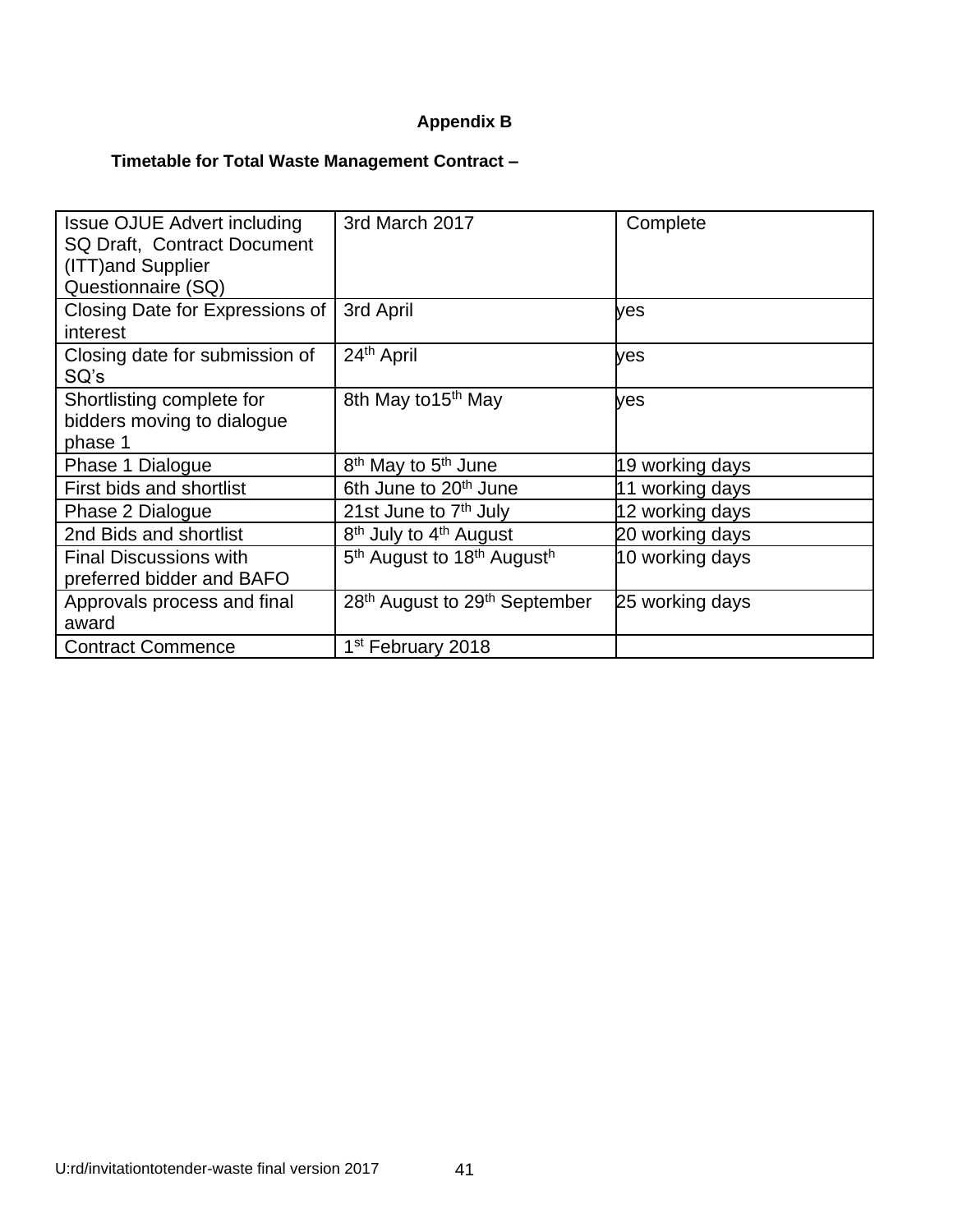**Appendix B**

**Timetable for Total Waste Management Contract –**

| | | |
|---|---|---|
| Issue OJUE Advert including SQ Draft, Contract Document (ITT)and Supplier Questionnaire (SQ) | 3rd March 2017 | Complete |
| Closing Date for Expressions of interest | 3rd April | yes |
| Closing date for submission of SQ's | 24th April | yes |
| Shortlisting complete for bidders moving to dialogue phase 1 | 8th May to15th May | yes |
| Phase 1 Dialogue | 8th May to 5th June | 19 working days |
| First bids and shortlist | 6th June to 20th June | 11 working days |
| Phase 2 Dialogue | 21st June to 7th July | 12 working days |
| 2nd Bids and shortlist | 8th July to 4th August | 20 working days |
| Final Discussions with preferred bidder and BAFO | 5th August to 18th Augusth | 10 working days |
| Approvals process and final award | 28th August to 29th September | 25 working days |
| Contract Commence | 1st February 2018 | |

U:rd/invitationtotender-waste final version 2017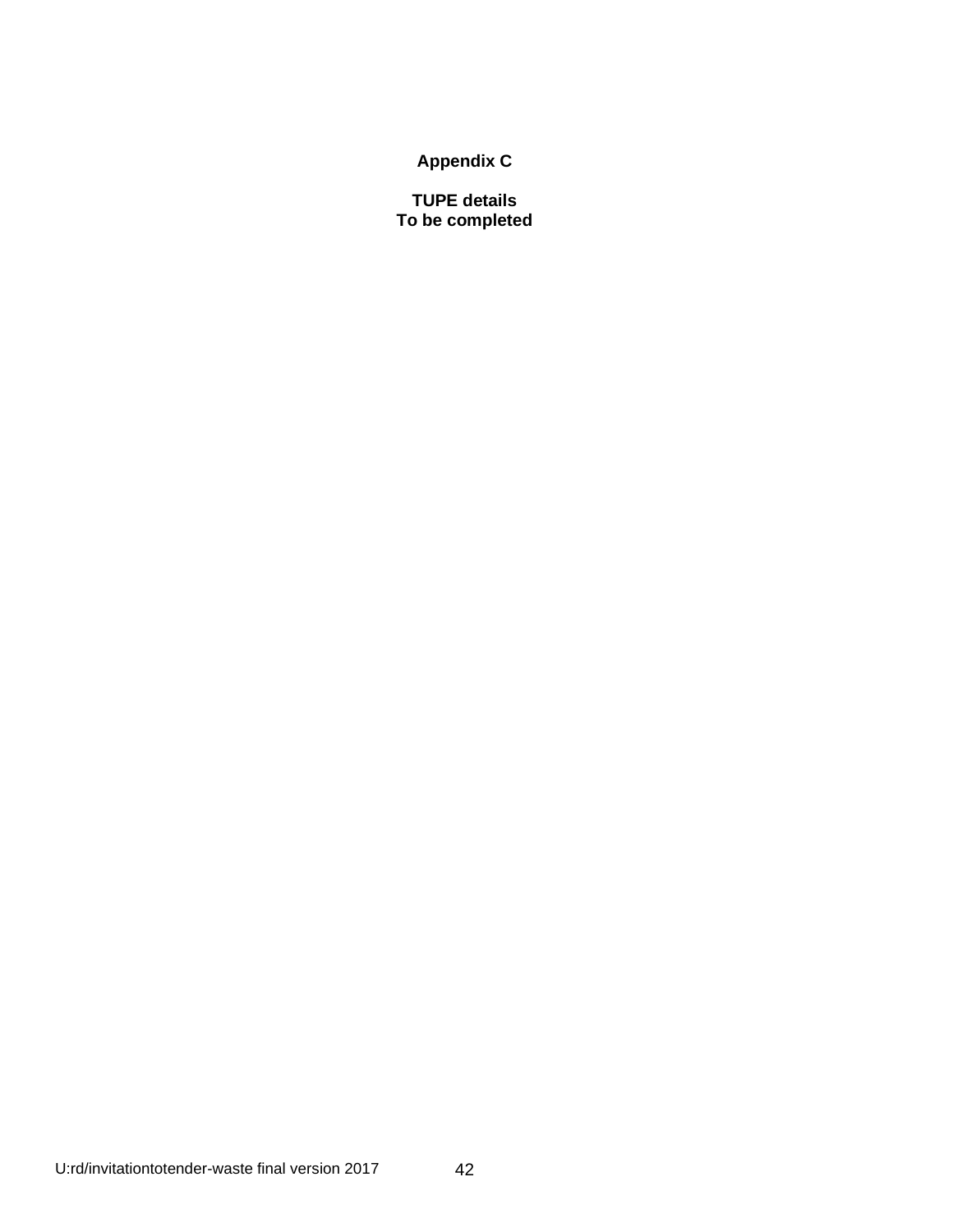**Appendix C**

**TUPE details**
**To be completed**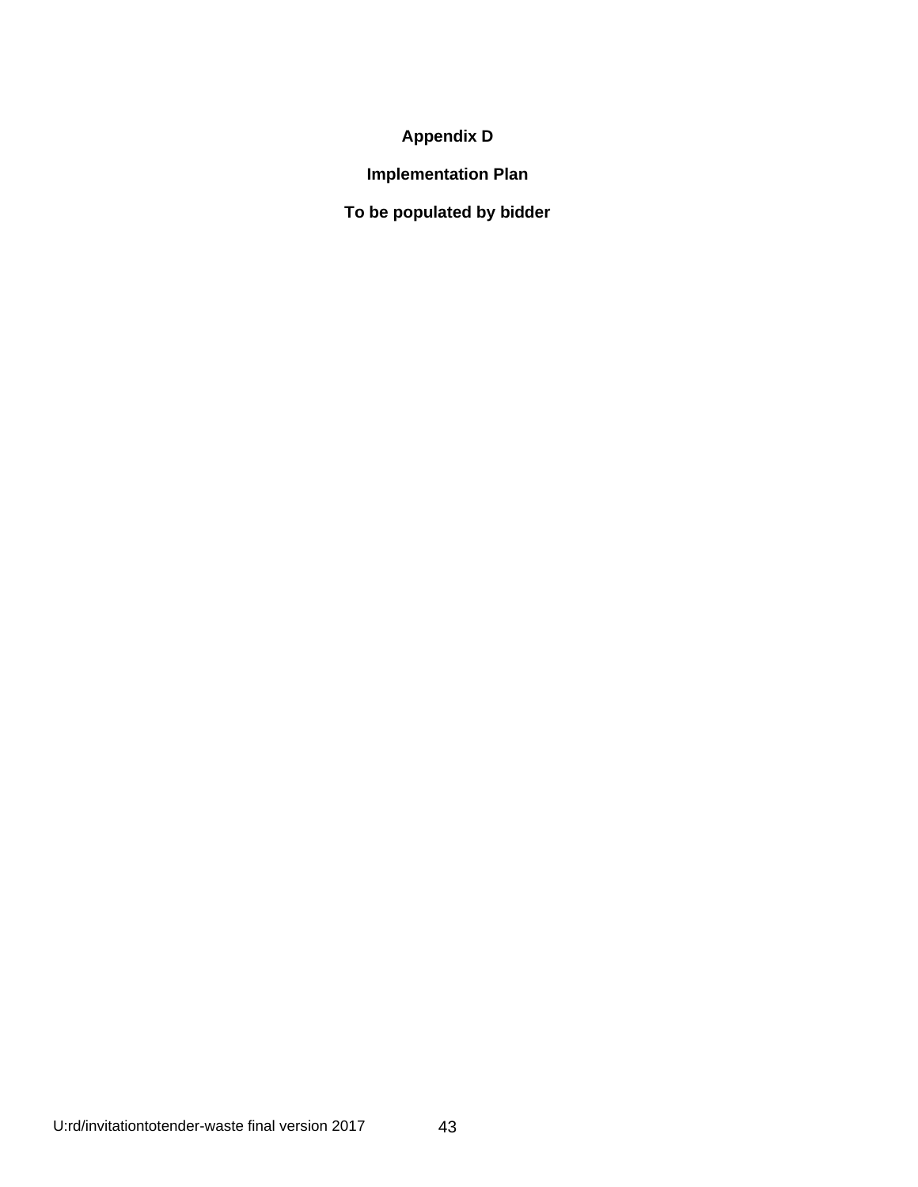# Appendix D

## Implementation Plan

**To be populated by bidder**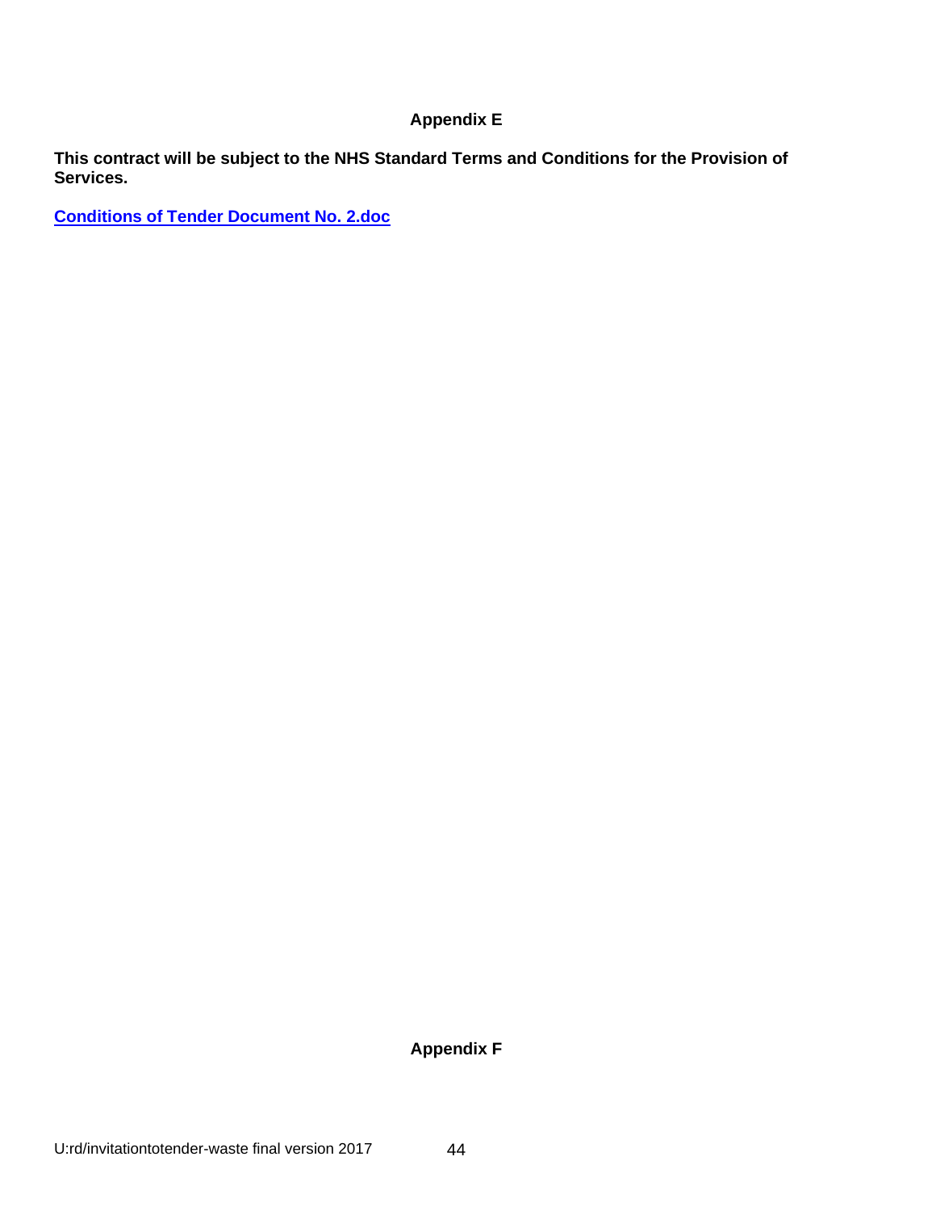## Appendix E

**This contract will be subject to the NHS Standard Terms and Conditions for the Provision of Services.**

**Conditions of Tender Document No. 2.doc**

## Appendix F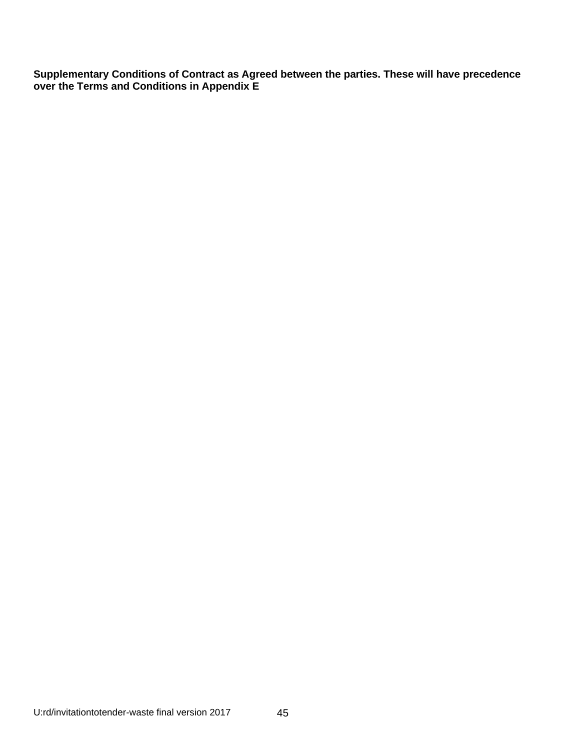**Supplementary Conditions of Contract as Agreed between the parties. These will have precedence over the Terms and Conditions in Appendix E**